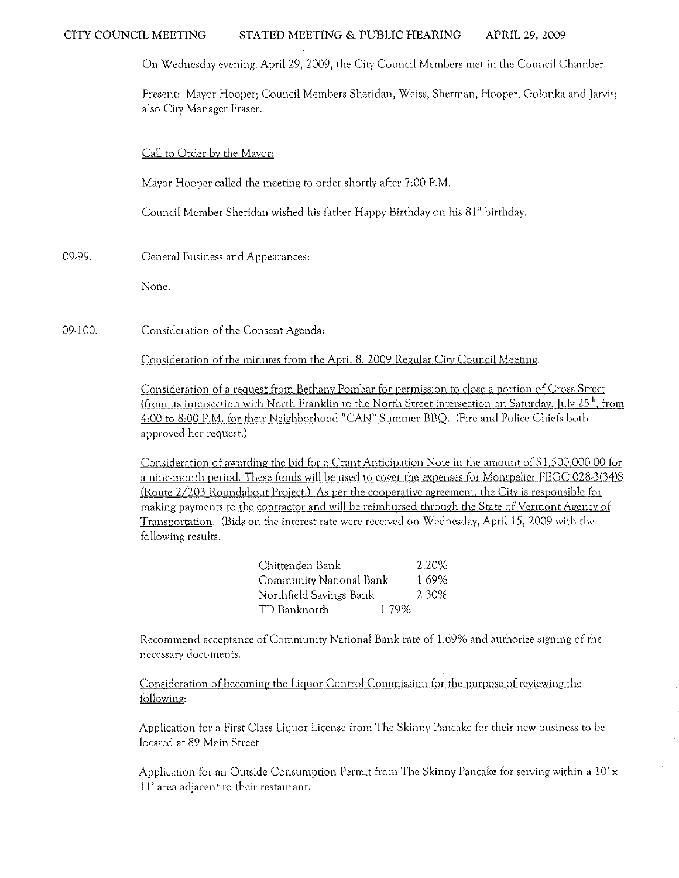CITY COUNCIL MEETING STATED MEETING & PUBLIC HEARING APRIL 29, 2009

On Wednesday evening, April 29, 2009, the City Council Members met in the Council Chamber.

Present: Mayor Hooper; Council Members Sheridan, Weiss, Sherman, Hooper, Golonka and Jarvis; also City Manager Fraser.

Call to Order by the Mayor:

Mayor Hooper called the meeting to order shortly after 7:00 P.M.

Council Member Sheridan wished his father Happy Birthday on his 81st birthday.

09-99. General Business and Appearances:

None.

09-100. Consideration of the Consent Agenda:

Consideration of the minutes from the April 8, 2009 Regular City Council Meeting.

Consideration of a request from Bethany Pombar for permission to close a portion of Cross Street (from its intersection with North Franklin to the North Street intersection on Saturday, July 25th, from 4:00 to 8:00 P.M. for their Neighborhood "CAN" Summer BBQ. (Fire and Police Chiefs both approved her request.)

Consideration of awarding the bid for a Grant Anticipation Note in the amount of $1,500,000.00 for a nine-month period. These funds will be used to cover the expenses for Montpelier FEGC 028-3(34)S (Route 2/203 Roundabout Project.) As per the cooperative agreement, the City is responsible for making payments to the contractor and will be reimbursed through the State of Vermont Agency of Transportation. (Bids on the interest rate were received on Wednesday, April 15, 2009 with the following results.

| | |
|---|---|
| Chittenden Bank | 2.20% |
| Community National Bank | 1.69% |
| Northfield Savings Bank | 2.30% |
| TD Banknorth | 1.79% |

Recommend acceptance of Community National Bank rate of 1.69% and authorize signing of the necessary documents.

Consideration of becoming the Liquor Control Commission for the purpose of reviewing the following:

Application for a First Class Liquor License from The Skinny Pancake for their new business to be located at 89 Main Street.

Application for an Outside Consumption Permit from The Skinny Pancake for serving within a 10' x 11' area adjacent to their restaurant.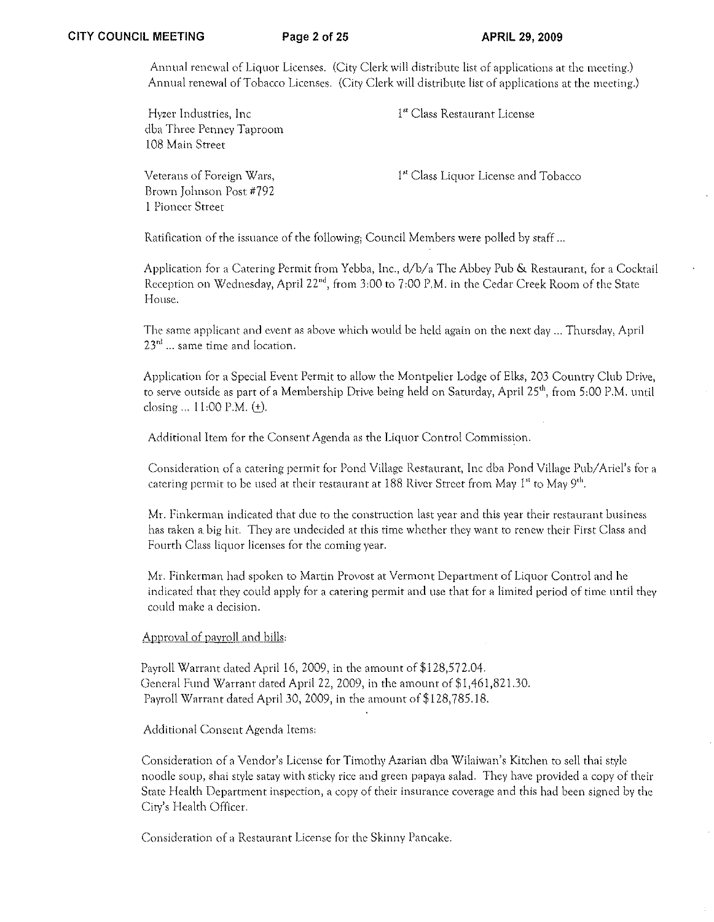Annual renewal of Liquor Licenses. (City Clerk will distribute list of applications at the meeting.)
Annual renewal of Tobacco Licenses. (City Clerk will distribute list of applications at the meeting.)

| | |
|---|---|
| Hyzer Industries, Inc<br>dba Three Penney Taproom<br>108 Main Street | 1st Class Restaurant License |
| Veterans of Foreign Wars,<br>Brown Johnson Post #792<br>1 Pioneer Street | 1st Class Liquor License and Tobacco |

Ratification of the issuance of the following; Council Members were polled by staff ...

Application for a Catering Permit from Yebba, Inc., d/b/a The Abbey Pub & Restaurant, for a Cocktail Reception on Wednesday, April 22nd, from 3:00 to 7:00 P.M. in the Cedar Creek Room of the State House.

The same applicant and event as above which would be held again on the next day ... Thursday, April 23rd ... same time and location.

Application for a Special Event Permit to allow the Montpelier Lodge of Elks, 203 Country Club Drive, to serve outside as part of a Membership Drive being held on Saturday, April 25th, from 5:00 P.M. until closing ... 11:00 P.M. (±).

Additional Item for the Consent Agenda as the Liquor Control Commission.

Consideration of a catering permit for Pond Village Restaurant, Inc dba Pond Village Pub/Ariel's for a catering permit to be used at their restaurant at 188 River Street from May 1st to May 9th.

Mr. Finkerman indicated that due to the construction last year and this year their restaurant business has taken a big hit. They are undecided at this time whether they want to renew their First Class and Fourth Class liquor licenses for the coming year.

Mr. Finkerman had spoken to Martin Provost at Vermont Department of Liquor Control and he indicated that they could apply for a catering permit and use that for a limited period of time until they could make a decision.

Approval of payroll and bills:

Payroll Warrant dated April 16, 2009, in the amount of $128,572.04.
General Fund Warrant dated April 22, 2009, in the amount of $1,461,821.30.
Payroll Warrant dated April 30, 2009, in the amount of $128,785.18.

Additional Consent Agenda Items:

Consideration of a Vendor's License for Timothy Azarian dba Wilaiwan's Kitchen to sell thai style noodle soup, shai style satay with sticky rice and green papaya salad. They have provided a copy of their State Health Department inspection, a copy of their insurance coverage and this had been signed by the City's Health Officer.

Consideration of a Restaurant License for the Skinny Pancake.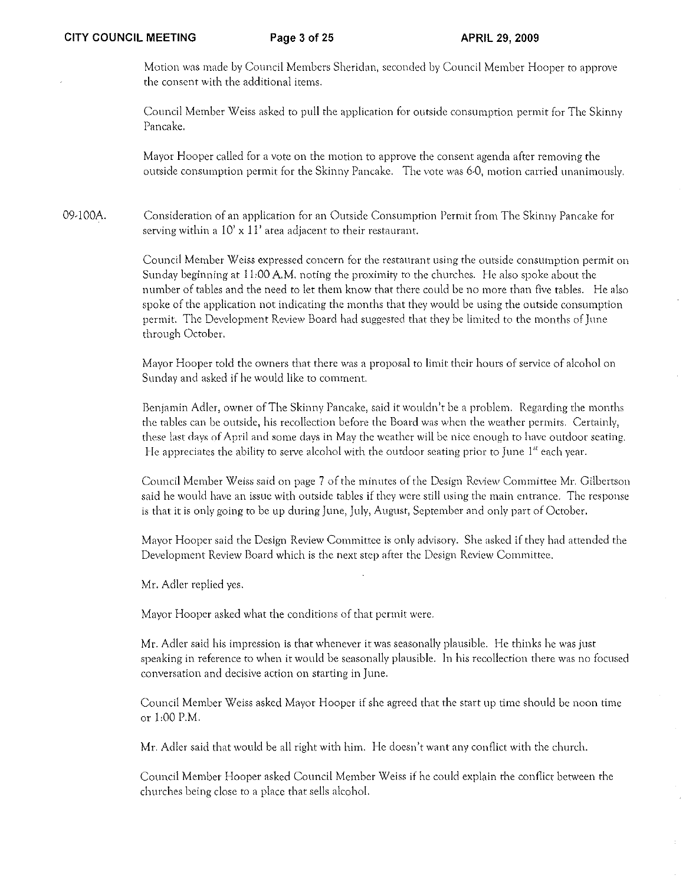Motion was made by Council Members Sheridan, seconded by Council Member Hooper to approve the consent with the additional items.

Council Member Weiss asked to pull the application for outside consumption permit for The Skinny Pancake.

Mayor Hooper called for a vote on the motion to approve the consent agenda after removing the outside consumption permit for the Skinny Pancake. The vote was 6-0, motion carried unanimously.

09-100A. Consideration of an application for an Outside Consumption Permit from The Skinny Pancake for serving within a 10' x 11' area adjacent to their restaurant.

Council Member Weiss expressed concern for the restaurant using the outside consumption permit on Sunday beginning at 11:00 A.M. noting the proximity to the churches. He also spoke about the number of tables and the need to let them know that there could be no more than five tables. He also spoke of the application not indicating the months that they would be using the outside consumption permit. The Development Review Board had suggested that they be limited to the months of June through October.

Mayor Hooper told the owners that there was a proposal to limit their hours of service of alcohol on Sunday and asked if he would like to comment.

Benjamin Adler, owner of The Skinny Pancake, said it wouldn't be a problem. Regarding the months the tables can be outside, his recollection before the Board was when the weather permits. Certainly, these last days of April and some days in May the weather will be nice enough to have outdoor seating. He appreciates the ability to serve alcohol with the outdoor seating prior to June 1st each year.

Council Member Weiss said on page 7 of the minutes of the Design Review Committee Mr. Gilbertson said he would have an issue with outside tables if they were still using the main entrance. The response is that it is only going to be up during June, July, August, September and only part of October.

Mayor Hooper said the Design Review Committee is only advisory. She asked if they had attended the Development Review Board which is the next step after the Design Review Committee.

Mr. Adler replied yes.

Mayor Hooper asked what the conditions of that permit were.

Mr. Adler said his impression is that whenever it was seasonally plausible. He thinks he was just speaking in reference to when it would be seasonally plausible. In his recollection there was no focused conversation and decisive action on starting in June.

Council Member Weiss asked Mayor Hooper if she agreed that the start up time should be noon time or 1:00 P.M.

Mr. Adler said that would be all right with him. He doesn't want any conflict with the church.

Council Member Hooper asked Council Member Weiss if he could explain the conflict between the churches being close to a place that sells alcohol.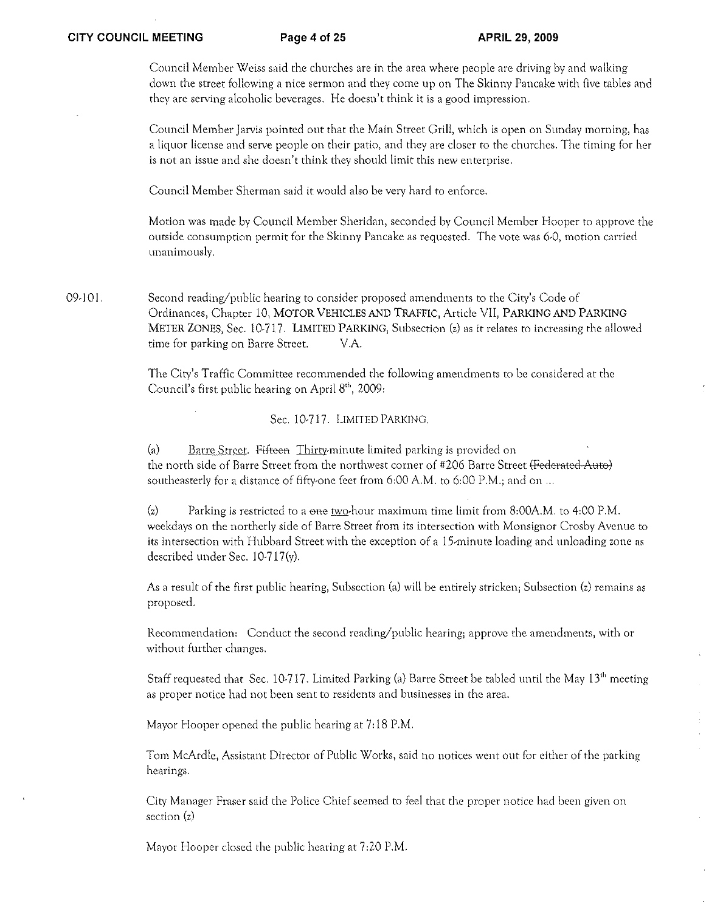Council Member Weiss said the churches are in the area where people are driving by and walking down the street following a nice sermon and they come up on The Skinny Pancake with five tables and they are serving alcoholic beverages. He doesn't think it is a good impression.

Council Member Jarvis pointed out that the Main Street Grill, which is open on Sunday morning, has a liquor license and serve people on their patio, and they are closer to the churches. The timing for her is not an issue and she doesn't think they should limit this new enterprise.

Council Member Sherman said it would also be very hard to enforce.

Motion was made by Council Member Sheridan, seconded by Council Member Hooper to approve the outside consumption permit for the Skinny Pancake as requested. The vote was 6-0, motion carried unanimously.

09-101. Second reading/public hearing to consider proposed amendments to the City's Code of Ordinances, Chapter 10, MOTOR VEHICLES AND TRAFFIC, Article VII, PARKING AND PARKING METER ZONES, Sec. 10-717. LIMITED PARKING, Subsection (z) as it relates to increasing the allowed time for parking on Barre Street. V.A.

The City's Traffic Committee recommended the following amendments to be considered at the Council's first public hearing on April 8th, 2009:

Sec. 10-717. LIMITED PARKING.

(a) Barre Street. ~~Fifteen~~ Thirty-minute limited parking is provided on the north side of Barre Street from the northwest corner of #206 Barre Street ~~(Federated Auto)~~ southeasterly for a distance of fifty-one feet from 6:00 A.M. to 6:00 P.M.; and on ...

(z) Parking is restricted to a ~~one~~ two-hour maximum time limit from 8:00A.M. to 4:00 P.M. weekdays on the northerly side of Barre Street from its intersection with Monsignor Crosby Avenue to its intersection with Hubbard Street with the exception of a 15-minute loading and unloading zone as described under Sec. 10-717(y).

As a result of the first public hearing, Subsection (a) will be entirely stricken; Subsection (z) remains as proposed.

Recommendation: Conduct the second reading/public hearing; approve the amendments, with or without further changes.

Staff requested that Sec. 10-717. Limited Parking (a) Barre Street be tabled until the May 13th meeting as proper notice had not been sent to residents and businesses in the area.

Mayor Hooper opened the public hearing at 7:18 P.M.

Tom McArdle, Assistant Director of Public Works, said no notices went out for either of the parking hearings.

City Manager Fraser said the Police Chief seemed to feel that the proper notice had been given on section (z)

Mayor Hooper closed the public hearing at 7:20 P.M.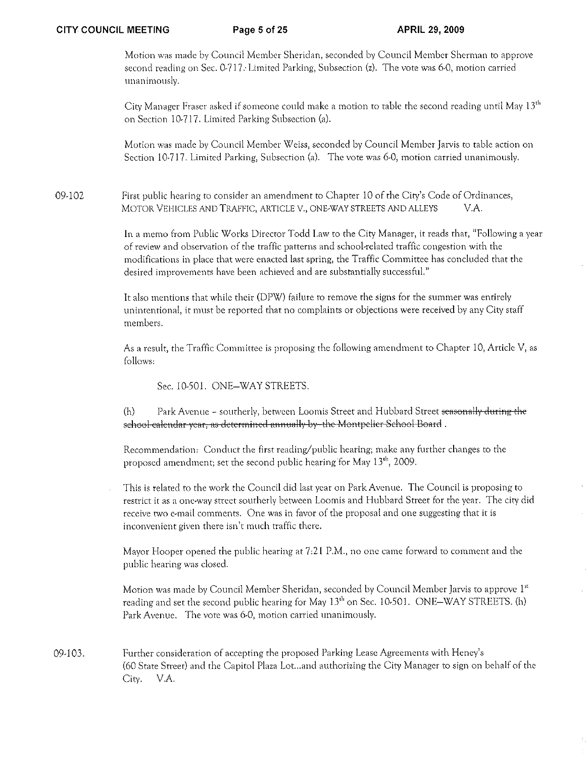Motion was made by Council Member Sheridan, seconded by Council Member Sherman to approve second reading on Sec. 0-717. Limited Parking, Subsection (z). The vote was 6-0, motion carried unanimously.

City Manager Fraser asked if someone could make a motion to table the second reading until May 13th on Section 10-717. Limited Parking Subsection (a).

Motion was made by Council Member Weiss, seconded by Council Member Jarvis to table action on Section 10-717. Limited Parking, Subsection (a). The vote was 6-0, motion carried unanimously.

09-102 First public hearing to consider an amendment to Chapter 10 of the City's Code of Ordinances, MOTOR VEHICLES AND TRAFFIC, ARTICLE V., ONE-WAY STREETS AND ALLEYS V.A.

In a memo from Public Works Director Todd Law to the City Manager, it reads that, "Following a year of review and observation of the traffic patterns and school-related traffic congestion with the modifications in place that were enacted last spring, the Traffic Committee has concluded that the desired improvements have been achieved and are substantially successful."

It also mentions that while their (DPW) failure to remove the signs for the summer was entirely unintentional, it must be reported that no complaints or objections were received by any City staff members.

As a result, the Traffic Committee is proposing the following amendment to Chapter 10, Article V, as follows:

Sec. 10-501. ONE–WAY STREETS.

(h) Park Avenue – southerly, between Loomis Street and Hubbard Street ~~seasonally during the school calendar year, as determined annually by the Montpelier School Board~~ .

Recommendation: Conduct the first reading/public hearing; make any further changes to the proposed amendment; set the second public hearing for May 13th, 2009.

This is related to the work the Council did last year on Park Avenue. The Council is proposing to restrict it as a one-way street southerly between Loomis and Hubbard Street for the year. The city did receive two e-mail comments. One was in favor of the proposal and one suggesting that it is inconvenient given there isn't much traffic there.

Mayor Hooper opened the public hearing at 7:21 P.M., no one came forward to comment and the public hearing was closed.

Motion was made by Council Member Sheridan, seconded by Council Member Jarvis to approve 1st reading and set the second public hearing for May 13th on Sec. 10-501. ONE–WAY STREETS. (h) Park Avenue. The vote was 6-0, motion carried unanimously.

09-103. Further consideration of accepting the proposed Parking Lease Agreements with Heney's (60 State Street) and the Capitol Plaza Lot...and authorizing the City Manager to sign on behalf of the City. V.A.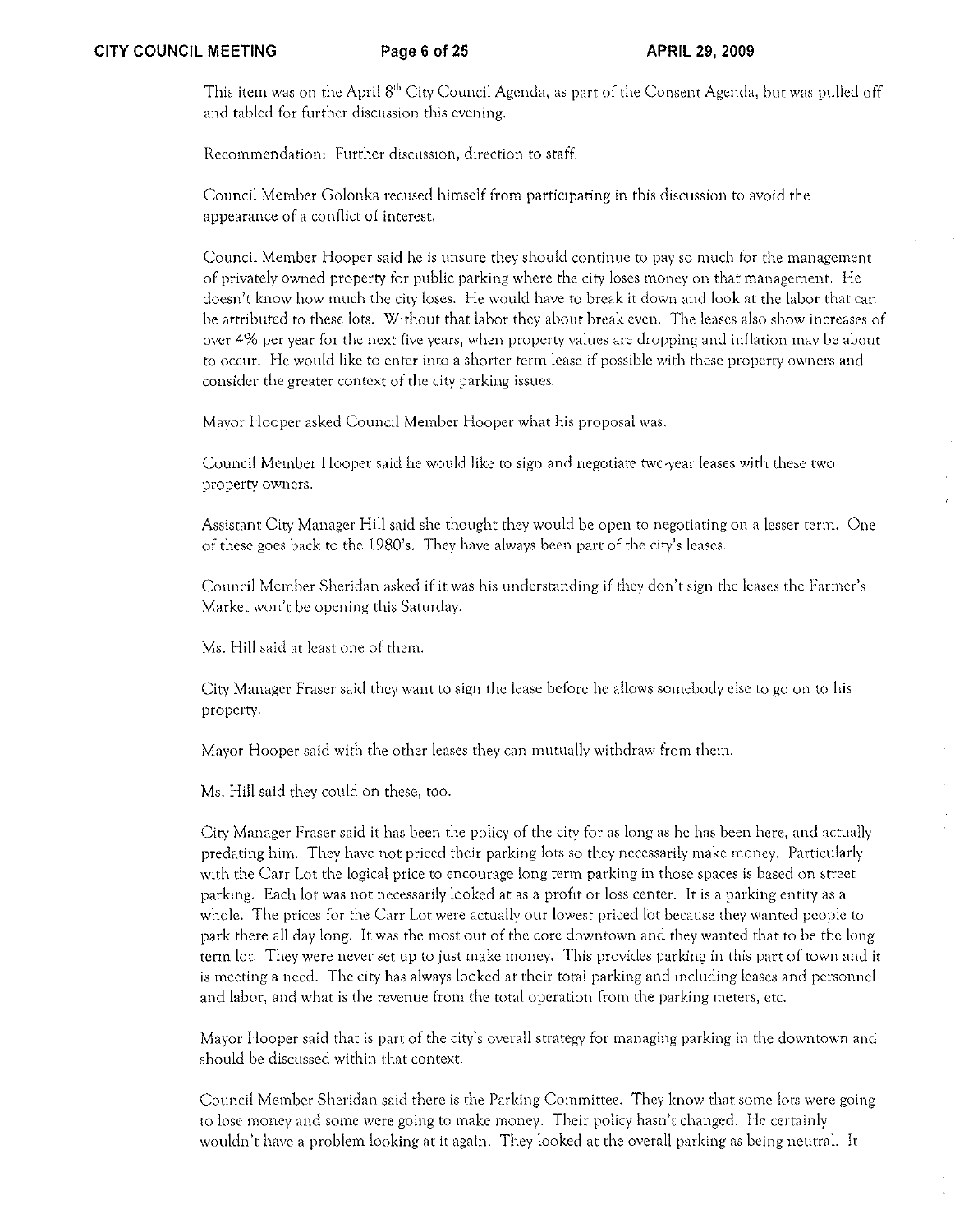This item was on the April 8th City Council Agenda, as part of the Consent Agenda, but was pulled off and tabled for further discussion this evening.

Recommendation: Further discussion, direction to staff.

Council Member Golonka recused himself from participating in this discussion to avoid the appearance of a conflict of interest.

Council Member Hooper said he is unsure they should continue to pay so much for the management of privately owned property for public parking where the city loses money on that management. He doesn't know how much the city loses. He would have to break it down and look at the labor that can be attributed to these lots. Without that labor they about break even. The leases also show increases of over 4% per year for the next five years, when property values are dropping and inflation may be about to occur. He would like to enter into a shorter term lease if possible with these property owners and consider the greater context of the city parking issues.

Mayor Hooper asked Council Member Hooper what his proposal was.

Council Member Hooper said he would like to sign and negotiate two-year leases with these two property owners.

Assistant City Manager Hill said she thought they would be open to negotiating on a lesser term. One of these goes back to the 1980's. They have always been part of the city's leases.

Council Member Sheridan asked if it was his understanding if they don't sign the leases the Farmer's Market won't be opening this Saturday.

Ms. Hill said at least one of them.

City Manager Fraser said they want to sign the lease before he allows somebody else to go on to his property.

Mayor Hooper said with the other leases they can mutually withdraw from them.

Ms. Hill said they could on these, too.

City Manager Fraser said it has been the policy of the city for as long as he has been here, and actually predating him. They have not priced their parking lots so they necessarily make money. Particularly with the Carr Lot the logical price to encourage long term parking in those spaces is based on street parking. Each lot was not necessarily looked at as a profit or loss center. It is a parking entity as a whole. The prices for the Carr Lot were actually our lowest priced lot because they wanted people to park there all day long. It was the most out of the core downtown and they wanted that to be the long term lot. They were never set up to just make money. This provides parking in this part of town and it is meeting a need. The city has always looked at their total parking and including leases and personnel and labor, and what is the revenue from the total operation from the parking meters, etc.

Mayor Hooper said that is part of the city's overall strategy for managing parking in the downtown and should be discussed within that context.

Council Member Sheridan said there is the Parking Committee. They know that some lots were going to lose money and some were going to make money. Their policy hasn't changed. He certainly wouldn't have a problem looking at it again. They looked at the overall parking as being neutral. It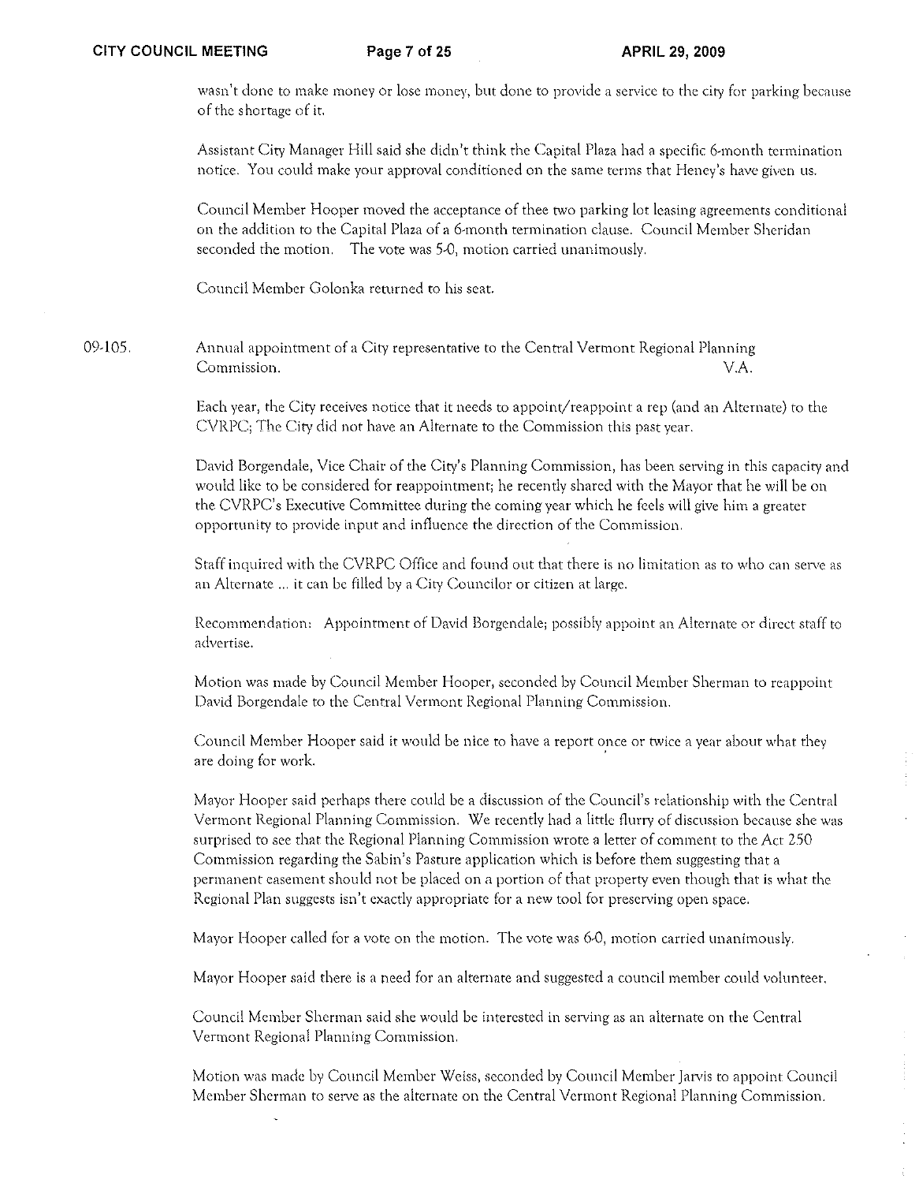wasn't done to make money or lose money, but done to provide a service to the city for parking because of the shortage of it.

Assistant City Manager Hill said she didn't think the Capital Plaza had a specific 6-month termination notice. You could make your approval conditioned on the same terms that Heney's have given us.

Council Member Hooper moved the acceptance of thee two parking lot leasing agreements conditional on the addition to the Capital Plaza of a 6-month termination clause. Council Member Sheridan seconded the motion. The vote was 5-0, motion carried unanimously.

Council Member Golonka returned to his seat.

09-105. Annual appointment of a City representative to the Central Vermont Regional Planning Commission. V.A.

Each year, the City receives notice that it needs to appoint/reappoint a rep (and an Alternate) to the CVRPC; The City did not have an Alternate to the Commission this past year.

David Borgendale, Vice Chair of the City's Planning Commission, has been serving in this capacity and would like to be considered for reappointment; he recently shared with the Mayor that he will be on the CVRPC's Executive Committee during the coming year which he feels will give him a greater opportunity to provide input and influence the direction of the Commission.

Staff inquired with the CVRPC Office and found out that there is no limitation as to who can serve as an Alternate ... it can be filled by a City Councilor or citizen at large.

Recommendation: Appointment of David Borgendale; possibly appoint an Alternate or direct staff to advertise.

Motion was made by Council Member Hooper, seconded by Council Member Sherman to reappoint David Borgendale to the Central Vermont Regional Planning Commission.

Council Member Hooper said it would be nice to have a report once or twice a year about what they are doing for work.

Mayor Hooper said perhaps there could be a discussion of the Council's relationship with the Central Vermont Regional Planning Commission. We recently had a little flurry of discussion because she was surprised to see that the Regional Planning Commission wrote a letter of comment to the Act 250 Commission regarding the Sabin's Pasture application which is before them suggesting that a permanent easement should not be placed on a portion of that property even though that is what the Regional Plan suggests isn't exactly appropriate for a new tool for preserving open space.

Mayor Hooper called for a vote on the motion. The vote was 6-0, motion carried unanimously.

Mayor Hooper said there is a need for an alternate and suggested a council member could volunteer.

Council Member Sherman said she would be interested in serving as an alternate on the Central Vermont Regional Planning Commission.

Motion was made by Council Member Weiss, seconded by Council Member Jarvis to appoint Council Member Sherman to serve as the alternate on the Central Vermont Regional Planning Commission.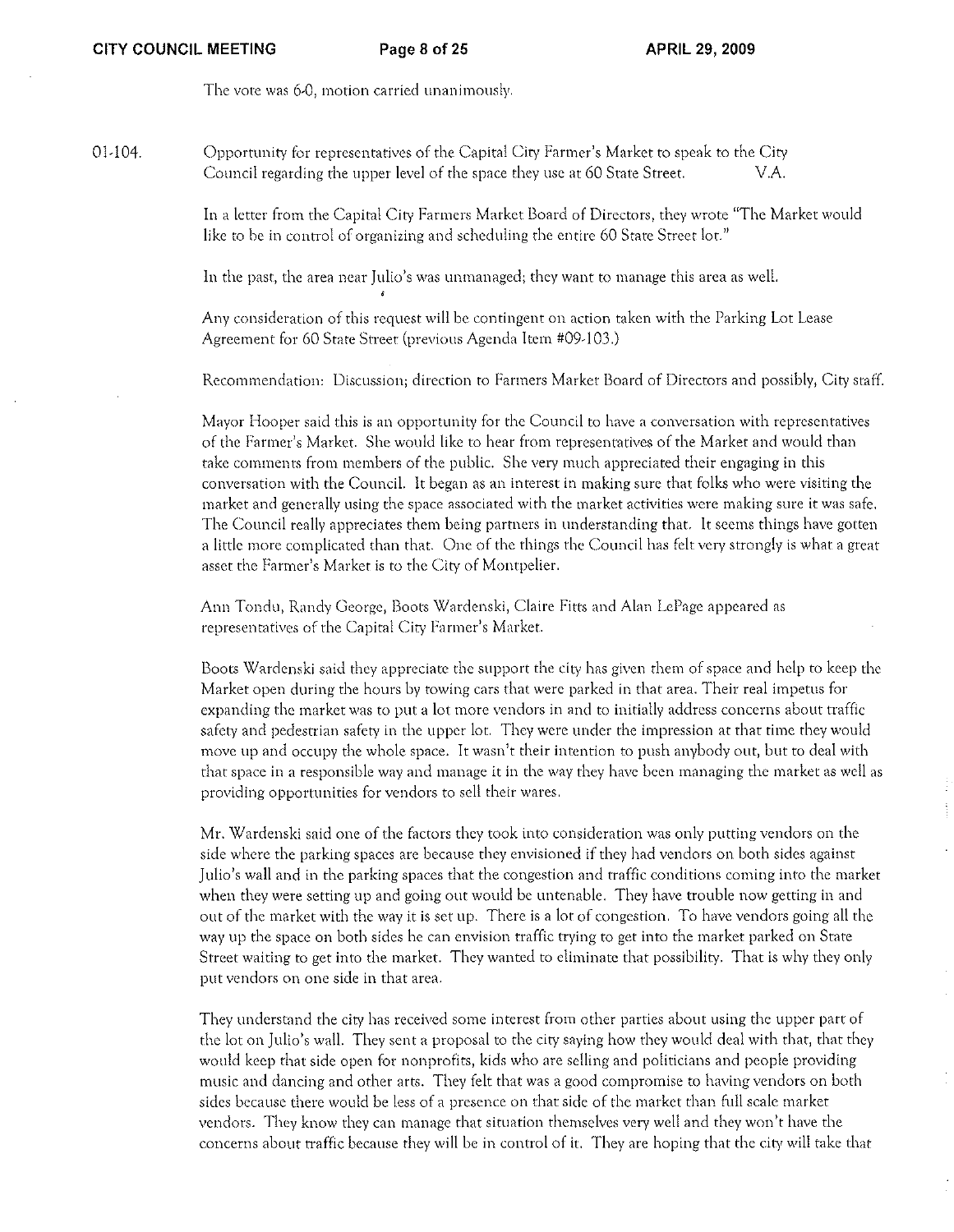The vote was 6-0, motion carried unanimously.

01-104. Opportunity for representatives of the Capital City Farmer's Market to speak to the City Council regarding the upper level of the space they use at 60 State Street. V.A.

In a letter from the Capital City Farmers Market Board of Directors, they wrote "The Market would like to be in control of organizing and scheduling the entire 60 State Street lot."

In the past, the area near Julio's was unmanaged; they want to manage this area as well.

Any consideration of this request will be contingent on action taken with the Parking Lot Lease Agreement for 60 State Street (previous Agenda Item #09-103.)

Recommendation: Discussion; direction to Farmers Market Board of Directors and possibly, City staff.

Mayor Hooper said this is an opportunity for the Council to have a conversation with representatives of the Farmer's Market. She would like to hear from representatives of the Market and would than take comments from members of the public. She very much appreciated their engaging in this conversation with the Council. It began as an interest in making sure that folks who were visiting the market and generally using the space associated with the market activities were making sure it was safe. The Council really appreciates them being partners in understanding that. It seems things have gotten a little more complicated than that. One of the things the Council has felt very strongly is what a great asset the Farmer's Market is to the City of Montpelier.

Ann Tondu, Randy George, Boots Wardenski, Claire Fitts and Alan LePage appeared as representatives of the Capital City Farmer's Market.

Boots Wardenski said they appreciate the support the city has given them of space and help to keep the Market open during the hours by towing cars that were parked in that area. Their real impetus for expanding the market was to put a lot more vendors in and to initially address concerns about traffic safety and pedestrian safety in the upper lot. They were under the impression at that time they would move up and occupy the whole space. It wasn't their intention to push anybody out, but to deal with that space in a responsible way and manage it in the way they have been managing the market as well as providing opportunities for vendors to sell their wares.

Mr. Wardenski said one of the factors they took into consideration was only putting vendors on the side where the parking spaces are because they envisioned if they had vendors on both sides against Julio's wall and in the parking spaces that the congestion and traffic conditions coming into the market when they were setting up and going out would be untenable. They have trouble now getting in and out of the market with the way it is set up. There is a lot of congestion. To have vendors going all the way up the space on both sides he can envision traffic trying to get into the market parked on State Street waiting to get into the market. They wanted to eliminate that possibility. That is why they only put vendors on one side in that area.

They understand the city has received some interest from other parties about using the upper part of the lot on Julio's wall. They sent a proposal to the city saying how they would deal with that, that they would keep that side open for nonprofits, kids who are selling and politicians and people providing music and dancing and other arts. They felt that was a good compromise to having vendors on both sides because there would be less of a presence on that side of the market than full scale market vendors. They know they can manage that situation themselves very well and they won't have the concerns about traffic because they will be in control of it. They are hoping that the city will take that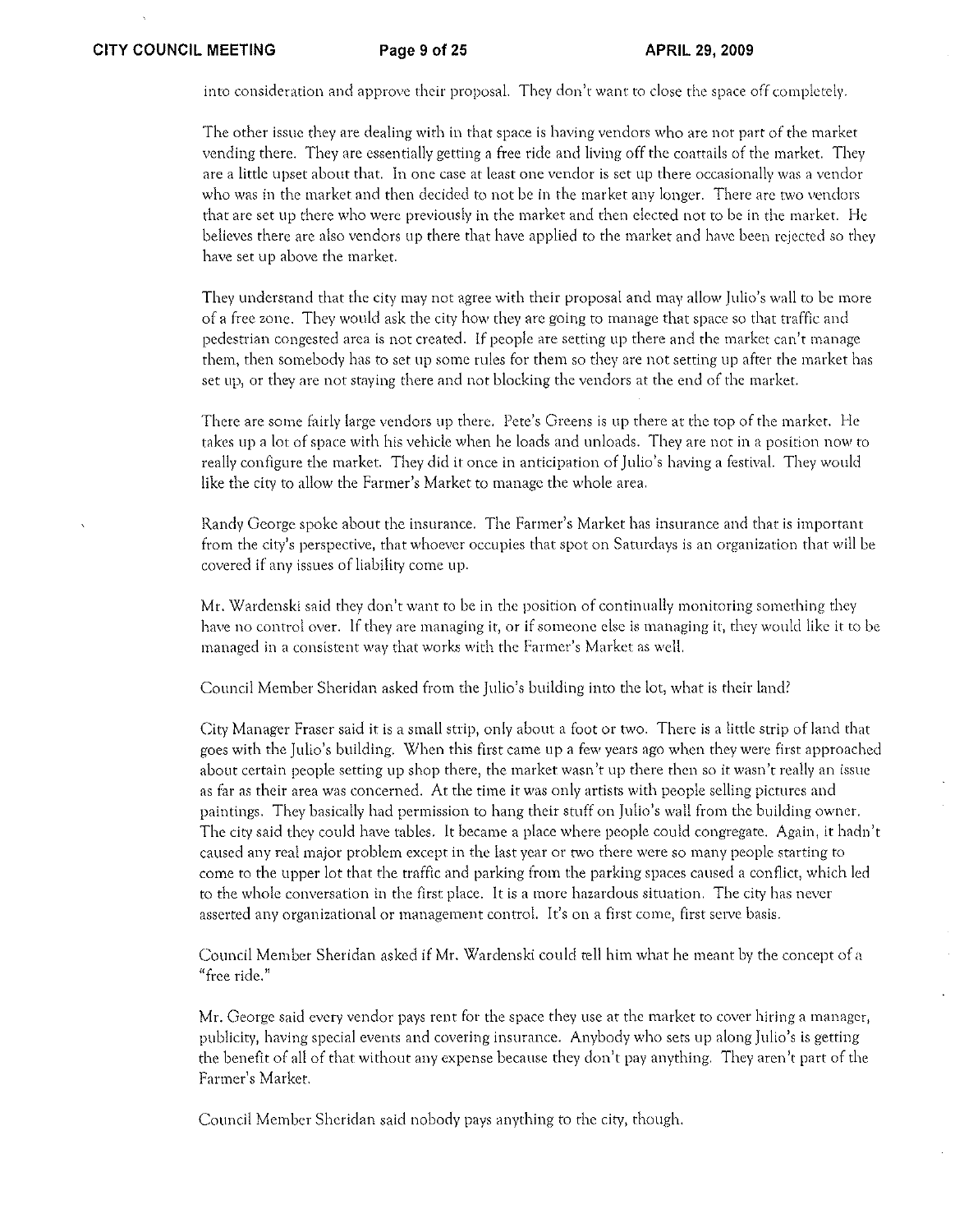into consideration and approve their proposal. They don't want to close the space off completely.

The other issue they are dealing with in that space is having vendors who are not part of the market vending there. They are essentially getting a free ride and living off the coattails of the market. They are a little upset about that. In one case at least one vendor is set up there occasionally was a vendor who was in the market and then decided to not be in the market any longer. There are two vendors that are set up there who were previously in the market and then elected not to be in the market. He believes there are also vendors up there that have applied to the market and have been rejected so they have set up above the market.

They understand that the city may not agree with their proposal and may allow Julio's wall to be more of a free zone. They would ask the city how they are going to manage that space so that traffic and pedestrian congested area is not created. If people are setting up there and the market can't manage them, then somebody has to set up some rules for them so they are not setting up after the market has set up, or they are not staying there and not blocking the vendors at the end of the market.

There are some fairly large vendors up there. Pete's Greens is up there at the top of the market. He takes up a lot of space with his vehicle when he loads and unloads. They are not in a position now to really configure the market. They did it once in anticipation of Julio's having a festival. They would like the city to allow the Farmer's Market to manage the whole area.

Randy George spoke about the insurance. The Farmer's Market has insurance and that is important from the city's perspective, that whoever occupies that spot on Saturdays is an organization that will be covered if any issues of liability come up.

Mr. Wardenski said they don't want to be in the position of continually monitoring something they have no control over. If they are managing it, or if someone else is managing it, they would like it to be managed in a consistent way that works with the Farmer's Market as well.

Council Member Sheridan asked from the Julio's building into the lot, what is their land?

City Manager Fraser said it is a small strip, only about a foot or two. There is a little strip of land that goes with the Julio's building. When this first came up a few years ago when they were first approached about certain people setting up shop there, the market wasn't up there then so it wasn't really an issue as far as their area was concerned. At the time it was only artists with people selling pictures and paintings. They basically had permission to hang their stuff on Julio's wall from the building owner. The city said they could have tables. It became a place where people could congregate. Again, it hadn't caused any real major problem except in the last year or two there were so many people starting to come to the upper lot that the traffic and parking from the parking spaces caused a conflict, which led to the whole conversation in the first place. It is a more hazardous situation. The city has never asserted any organizational or management control. It's on a first come, first serve basis.

Council Member Sheridan asked if Mr. Wardenski could tell him what he meant by the concept of a "free ride."

Mr. George said every vendor pays rent for the space they use at the market to cover hiring a manager, publicity, having special events and covering insurance. Anybody who sets up along Julio's is getting the benefit of all of that without any expense because they don't pay anything. They aren't part of the Farmer's Market.

Council Member Sheridan said nobody pays anything to the city, though.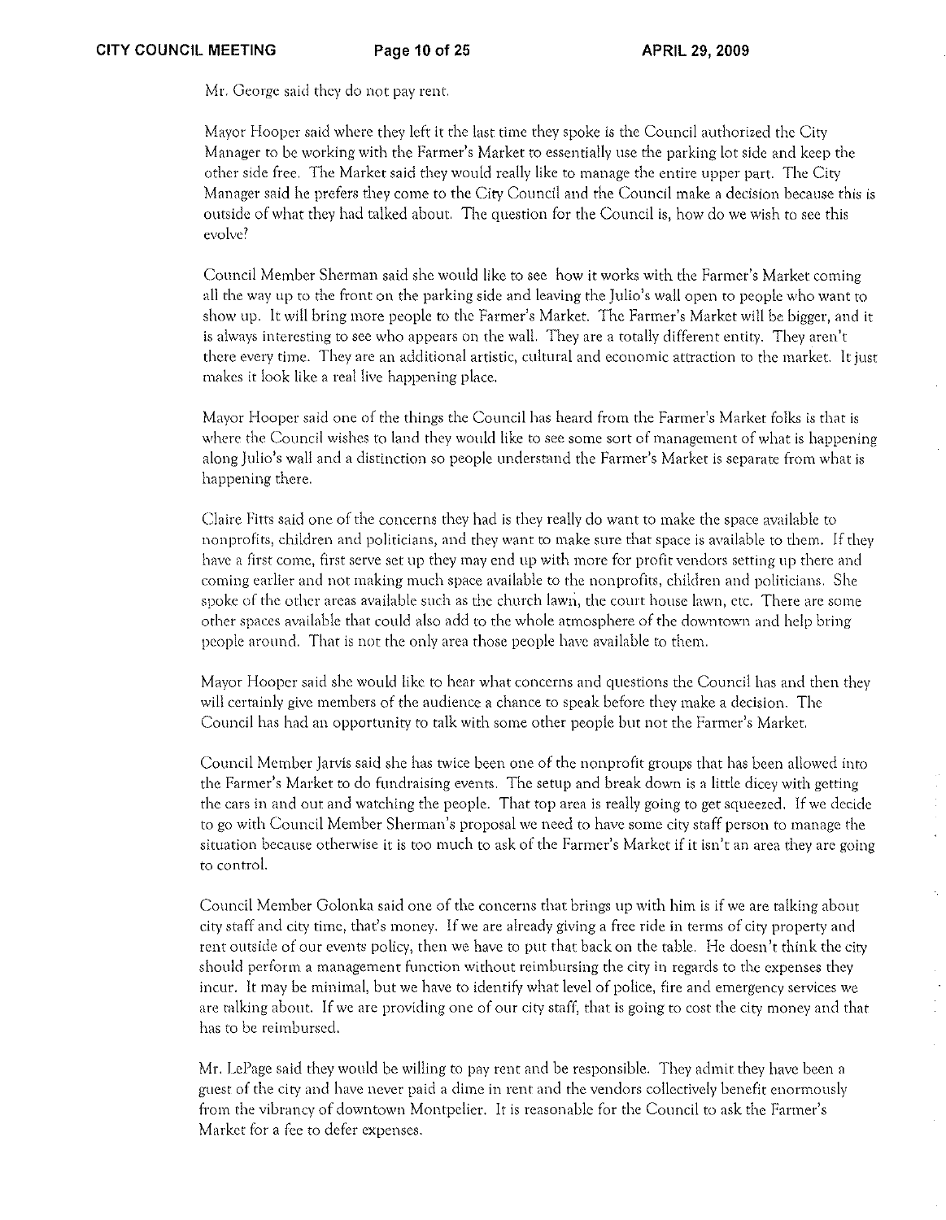Mr. George said they do not pay rent.

Mayor Hooper said where they left it the last time they spoke is the Council authorized the City Manager to be working with the Farmer's Market to essentially use the parking lot side and keep the other side free. The Market said they would really like to manage the entire upper part. The City Manager said he prefers they come to the City Council and the Council make a decision because this is outside of what they had talked about. The question for the Council is, how do we wish to see this evolve?

Council Member Sherman said she would like to see how it works with the Farmer's Market coming all the way up to the front on the parking side and leaving the Julio's wall open to people who want to show up. It will bring more people to the Farmer's Market. The Farmer's Market will be bigger, and it is always interesting to see who appears on the wall. They are a totally different entity. They aren't there every time. They are an additional artistic, cultural and economic attraction to the market. It just makes it look like a real live happening place.

Mayor Hooper said one of the things the Council has heard from the Farmer's Market folks is that is where the Council wishes to land they would like to see some sort of management of what is happening along Julio's wall and a distinction so people understand the Farmer's Market is separate from what is happening there.

Claire Fitts said one of the concerns they had is they really do want to make the space available to nonprofits, children and politicians, and they want to make sure that space is available to them. If they have a first come, first serve set up they may end up with more for profit vendors setting up there and coming earlier and not making much space available to the nonprofits, children and politicians. She spoke of the other areas available such as the church lawn, the court house lawn, etc. There are some other spaces available that could also add to the whole atmosphere of the downtown and help bring people around. That is not the only area those people have available to them.

Mayor Hooper said she would like to hear what concerns and questions the Council has and then they will certainly give members of the audience a chance to speak before they make a decision. The Council has had an opportunity to talk with some other people but not the Farmer's Market.

Council Member Jarvis said she has twice been one of the nonprofit groups that has been allowed into the Farmer's Market to do fundraising events. The setup and break down is a little dicey with getting the cars in and out and watching the people. That top area is really going to get squeezed. If we decide to go with Council Member Sherman's proposal we need to have some city staff person to manage the situation because otherwise it is too much to ask of the Farmer's Market if it isn't an area they are going to control.

Council Member Golonka said one of the concerns that brings up with him is if we are talking about city staff and city time, that's money. If we are already giving a free ride in terms of city property and rent outside of our events policy, then we have to put that back on the table. He doesn't think the city should perform a management function without reimbursing the city in regards to the expenses they incur. It may be minimal, but we have to identify what level of police, fire and emergency services we are talking about. If we are providing one of our city staff, that is going to cost the city money and that has to be reimbursed.

Mr. LePage said they would be willing to pay rent and be responsible. They admit they have been a guest of the city and have never paid a dime in rent and the vendors collectively benefit enormously from the vibrancy of downtown Montpelier. It is reasonable for the Council to ask the Farmer's Market for a fee to defer expenses.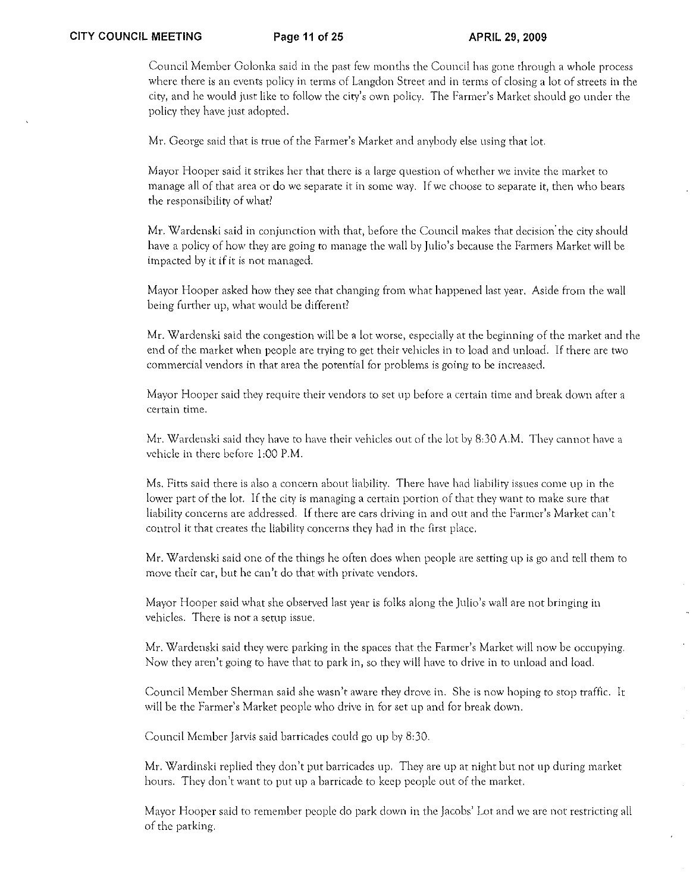Council Member Golonka said in the past few months the Council has gone through a whole process where there is an events policy in terms of Langdon Street and in terms of closing a lot of streets in the city, and he would just like to follow the city's own policy. The Farmer's Market should go under the policy they have just adopted.

Mr. George said that is true of the Farmer's Market and anybody else using that lot.

Mayor Hooper said it strikes her that there is a large question of whether we invite the market to manage all of that area or do we separate it in some way. If we choose to separate it, then who bears the responsibility of what?

Mr. Wardenski said in conjunction with that, before the Council makes that decision the city should have a policy of how they are going to manage the wall by Julio's because the Farmers Market will be impacted by it if it is not managed.

Mayor Hooper asked how they see that changing from what happened last year. Aside from the wall being further up, what would be different?

Mr. Wardenski said the congestion will be a lot worse, especially at the beginning of the market and the end of the market when people are trying to get their vehicles in to load and unload. If there are two commercial vendors in that area the potential for problems is going to be increased.

Mayor Hooper said they require their vendors to set up before a certain time and break down after a certain time.

Mr. Wardenski said they have to have their vehicles out of the lot by 8:30 A.M. They cannot have a vehicle in there before 1:00 P.M.

Ms. Fitts said there is also a concern about liability. There have had liability issues come up in the lower part of the lot. If the city is managing a certain portion of that they want to make sure that liability concerns are addressed. If there are cars driving in and out and the Farmer's Market can't control it that creates the liability concerns they had in the first place.

Mr. Wardenski said one of the things he often does when people are setting up is go and tell them to move their car, but he can't do that with private vendors.

Mayor Hooper said what she observed last year is folks along the Julio's wall are not bringing in vehicles. There is not a setup issue.

Mr. Wardenski said they were parking in the spaces that the Farmer's Market will now be occupying. Now they aren't going to have that to park in, so they will have to drive in to unload and load.

Council Member Sherman said she wasn't aware they drove in. She is now hoping to stop traffic. It will be the Farmer's Market people who drive in for set up and for break down.

Council Member Jarvis said barricades could go up by 8:30.

Mr. Wardinski replied they don't put barricades up. They are up at night but not up during market hours. They don't want to put up a barricade to keep people out of the market.

Mayor Hooper said to remember people do park down in the Jacobs' Lot and we are not restricting all of the parking.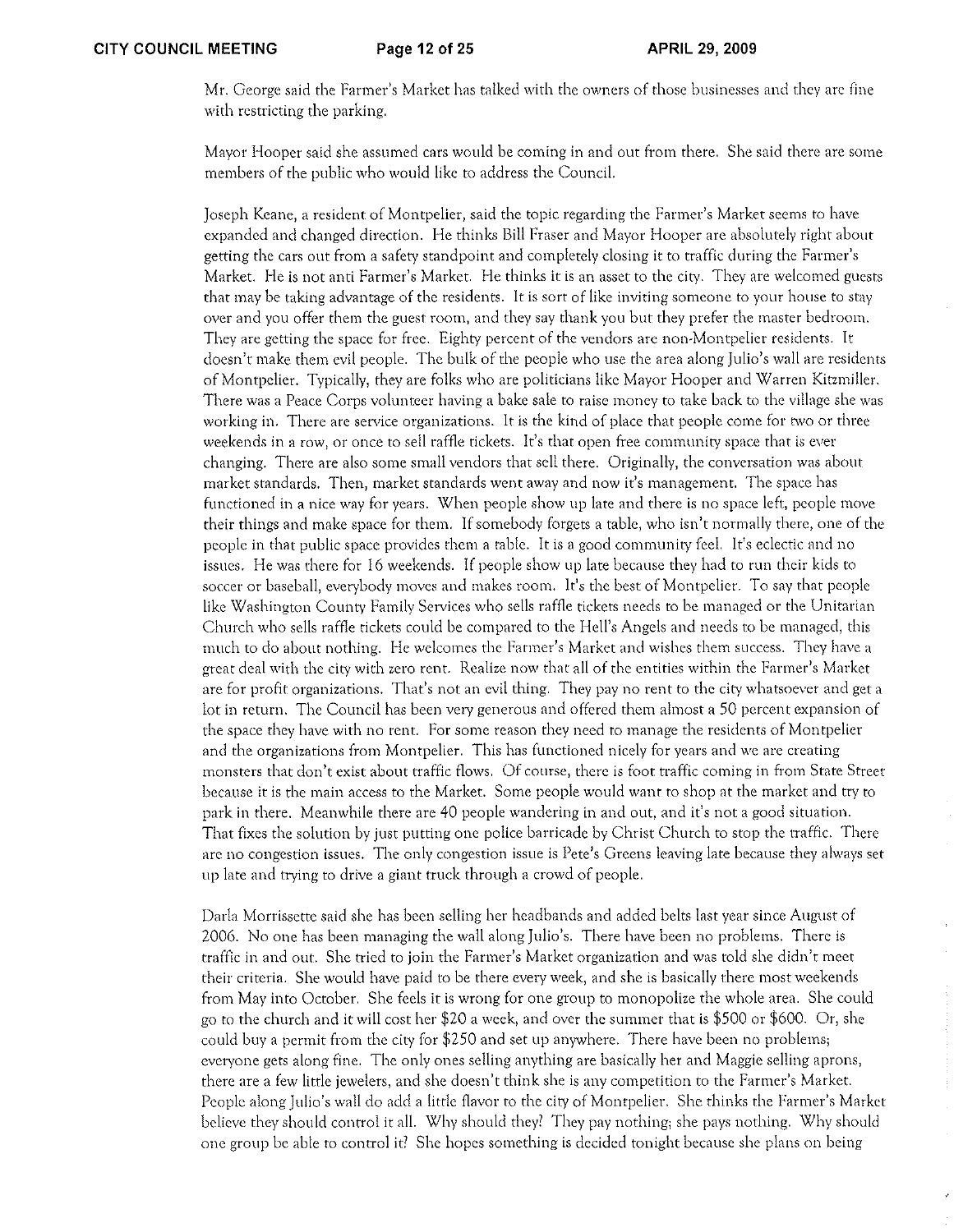Mr. George said the Farmer's Market has talked with the owners of those businesses and they are fine with restricting the parking.

Mayor Hooper said she assumed cars would be coming in and out from there. She said there are some members of the public who would like to address the Council.

Joseph Keane, a resident of Montpelier, said the topic regarding the Farmer's Market seems to have expanded and changed direction. He thinks Bill Fraser and Mayor Hooper are absolutely right about getting the cars out from a safety standpoint and completely closing it to traffic during the Farmer's Market. He is not anti Farmer's Market. He thinks it is an asset to the city. They are welcomed guests that may be taking advantage of the residents. It is sort of like inviting someone to your house to stay over and you offer them the guest room, and they say thank you but they prefer the master bedroom. They are getting the space for free. Eighty percent of the vendors are non-Montpelier residents. It doesn't make them evil people. The bulk of the people who use the area along Julio's wall are residents of Montpelier. Typically, they are folks who are politicians like Mayor Hooper and Warren Kitzmiller. There was a Peace Corps volunteer having a bake sale to raise money to take back to the village she was working in. There are service organizations. It is the kind of place that people come for two or three weekends in a row, or once to sell raffle tickets. It's that open free community space that is ever changing. There are also some small vendors that sell there. Originally, the conversation was about market standards. Then, market standards went away and now it's management. The space has functioned in a nice way for years. When people show up late and there is no space left, people move their things and make space for them. If somebody forgets a table, who isn't normally there, one of the people in that public space provides them a table. It is a good community feel. It's eclectic and no issues. He was there for 16 weekends. If people show up late because they had to run their kids to soccer or baseball, everybody moves and makes room. It's the best of Montpelier. To say that people like Washington County Family Services who sells raffle tickets needs to be managed or the Unitarian Church who sells raffle tickets could be compared to the Hell's Angels and needs to be managed, this much to do about nothing. He welcomes the Farmer's Market and wishes them success. They have a great deal with the city with zero rent. Realize now that all of the entities within the Farmer's Market are for profit organizations. That's not an evil thing. They pay no rent to the city whatsoever and get a lot in return. The Council has been very generous and offered them almost a 50 percent expansion of the space they have with no rent. For some reason they need to manage the residents of Montpelier and the organizations from Montpelier. This has functioned nicely for years and we are creating monsters that don't exist about traffic flows. Of course, there is foot traffic coming in from State Street because it is the main access to the Market. Some people would want to shop at the market and try to park in there. Meanwhile there are 40 people wandering in and out, and it's not a good situation. That fixes the solution by just putting one police barricade by Christ Church to stop the traffic. There are no congestion issues. The only congestion issue is Pete's Greens leaving late because they always set up late and trying to drive a giant truck through a crowd of people.

Darla Morrissette said she has been selling her headbands and added belts last year since August of 2006. No one has been managing the wall along Julio's. There have been no problems. There is traffic in and out. She tried to join the Farmer's Market organization and was told she didn't meet their criteria. She would have paid to be there every week, and she is basically there most weekends from May into October. She feels it is wrong for one group to monopolize the whole area. She could go to the church and it will cost her $20 a week, and over the summer that is $500 or $600. Or, she could buy a permit from the city for $250 and set up anywhere. There have been no problems; everyone gets along fine. The only ones selling anything are basically her and Maggie selling aprons, there are a few little jewelers, and she doesn't think she is any competition to the Farmer's Market. People along Julio's wall do add a little flavor to the city of Montpelier. She thinks the Farmer's Market believe they should control it all. Why should they? They pay nothing; she pays nothing. Why should one group be able to control it? She hopes something is decided tonight because she plans on being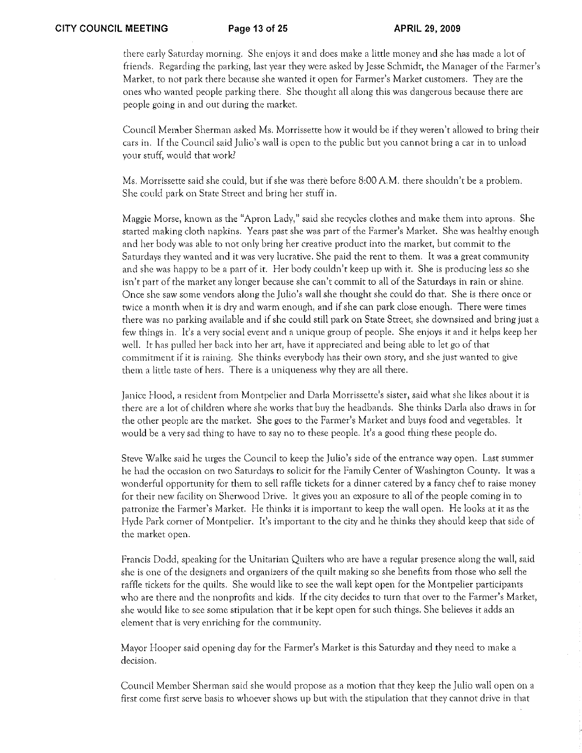there early Saturday morning. She enjoys it and does make a little money and she has made a lot of friends. Regarding the parking, last year they were asked by Jesse Schmidt, the Manager of the Farmer's Market, to not park there because she wanted it open for Farmer's Market customers. They are the ones who wanted people parking there. She thought all along this was dangerous because there are people going in and out during the market.

Council Member Sherman asked Ms. Morrissette how it would be if they weren't allowed to bring their cars in. If the Council said Julio's wall is open to the public but you cannot bring a car in to unload your stuff, would that work?

Ms. Morrissette said she could, but if she was there before 8:00 A.M. there shouldn't be a problem. She could park on State Street and bring her stuff in.

Maggie Morse, known as the "Apron Lady," said she recycles clothes and make them into aprons. She started making cloth napkins. Years past she was part of the Farmer's Market. She was healthy enough and her body was able to not only bring her creative product into the market, but commit to the Saturdays they wanted and it was very lucrative. She paid the rent to them. It was a great community and she was happy to be a part of it. Her body couldn't keep up with it. She is producing less so she isn't part of the market any longer because she can't commit to all of the Saturdays in rain or shine. Once she saw some vendors along the Julio's wall she thought she could do that. She is there once or twice a month when it is dry and warm enough, and if she can park close enough. There were times there was no parking available and if she could still park on State Street, she downsized and bring just a few things in. It's a very social event and a unique group of people. She enjoys it and it helps keep her well. It has pulled her back into her art, have it appreciated and being able to let go of that commitment if it is raining. She thinks everybody has their own story, and she just wanted to give them a little taste of hers. There is a uniqueness why they are all there.

Janice Hood, a resident from Montpelier and Darla Morrissette's sister, said what she likes about it is there are a lot of children where she works that buy the headbands. She thinks Darla also draws in for the other people are the market. She goes to the Farmer's Market and buys food and vegetables. It would be a very sad thing to have to say no to these people. It's a good thing these people do.

Steve Walke said he urges the Council to keep the Julio's side of the entrance way open. Last summer he had the occasion on two Saturdays to solicit for the Family Center of Washington County. It was a wonderful opportunity for them to sell raffle tickets for a dinner catered by a fancy chef to raise money for their new facility on Sherwood Drive. It gives you an exposure to all of the people coming in to patronize the Farmer's Market. He thinks it is important to keep the wall open. He looks at it as the Hyde Park corner of Montpelier. It's important to the city and he thinks they should keep that side of the market open.

Francis Dodd, speaking for the Unitarian Quilters who are have a regular presence along the wall, said she is one of the designers and organizers of the quilt making so she benefits from those who sell the raffle tickets for the quilts. She would like to see the wall kept open for the Montpelier participants who are there and the nonprofits and kids. If the city decides to turn that over to the Farmer's Market, she would like to see some stipulation that it be kept open for such things. She believes it adds an element that is very enriching for the community.

Mayor Hooper said opening day for the Farmer's Market is this Saturday and they need to make a decision.

Council Member Sherman said she would propose as a motion that they keep the Julio wall open on a first come first serve basis to whoever shows up but with the stipulation that they cannot drive in that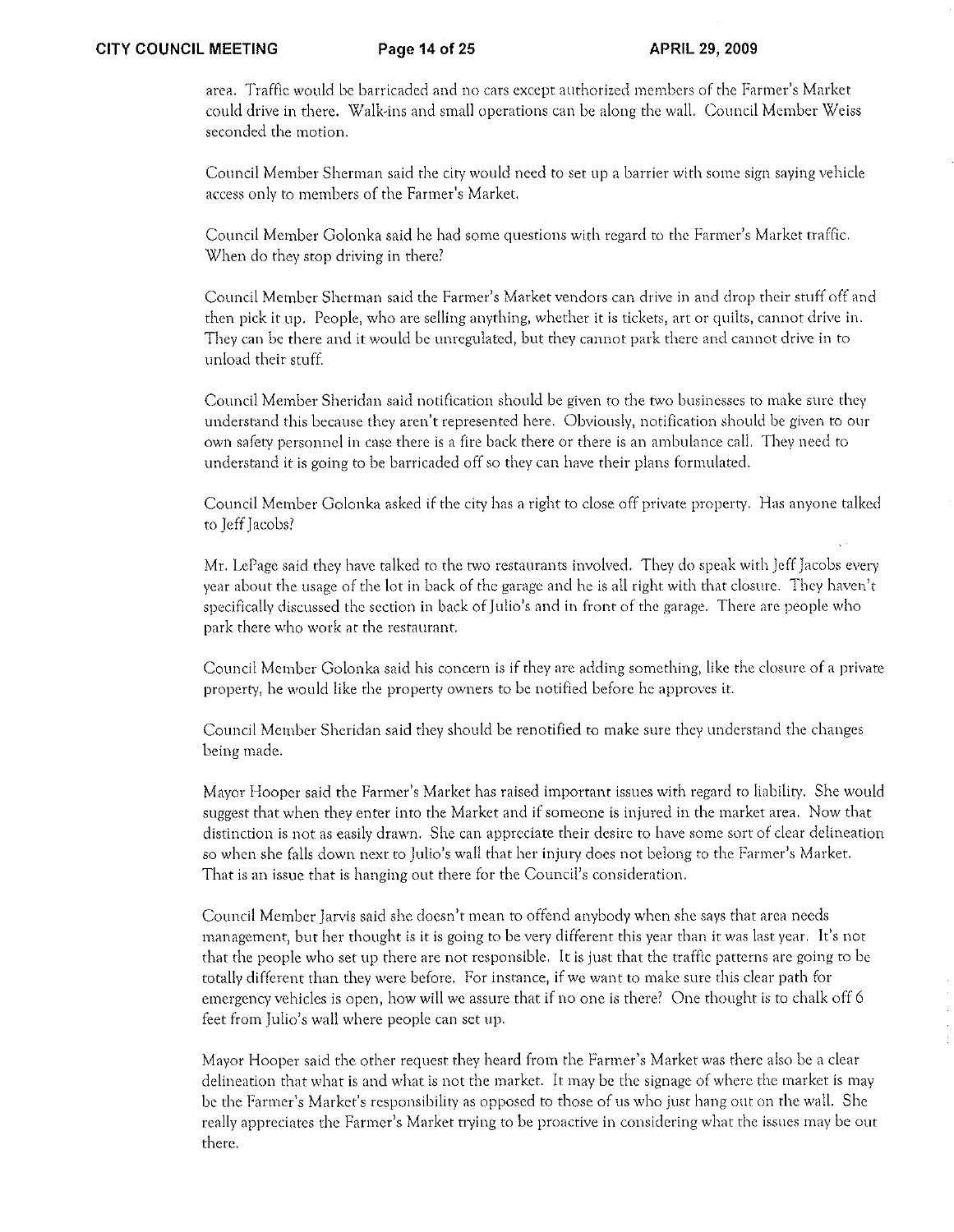area. Traffic would be barricaded and no cars except authorized members of the Farmer's Market could drive in there. Walk-ins and small operations can be along the wall. Council Member Weiss seconded the motion.

Council Member Sherman said the city would need to set up a barrier with some sign saying vehicle access only to members of the Farmer's Market.

Council Member Golonka said he had some questions with regard to the Farmer's Market traffic. When do they stop driving in there?

Council Member Sherman said the Farmer's Market vendors can drive in and drop their stuff off and then pick it up. People, who are selling anything, whether it is tickets, art or quilts, cannot drive in. They can be there and it would be unregulated, but they cannot park there and cannot drive in to unload their stuff.

Council Member Sheridan said notification should be given to the two businesses to make sure they understand this because they aren't represented here. Obviously, notification should be given to our own safety personnel in case there is a fire back there or there is an ambulance call. They need to understand it is going to be barricaded off so they can have their plans formulated.

Council Member Golonka asked if the city has a right to close off private property. Has anyone talked to Jeff Jacobs?

Mr. LePage said they have talked to the two restaurants involved. They do speak with Jeff Jacobs every year about the usage of the lot in back of the garage and he is all right with that closure. They haven't specifically discussed the section in back of Julio's and in front of the garage. There are people who park there who work at the restaurant.

Council Member Golonka said his concern is if they are adding something, like the closure of a private property, he would like the property owners to be notified before he approves it.

Council Member Sheridan said they should be renotified to make sure they understand the changes being made.

Mayor Hooper said the Farmer's Market has raised important issues with regard to liability. She would suggest that when they enter into the Market and if someone is injured in the market area. Now that distinction is not as easily drawn. She can appreciate their desire to have some sort of clear delineation so when she falls down next to Julio's wall that her injury does not belong to the Farmer's Market. That is an issue that is hanging out there for the Council's consideration.

Council Member Jarvis said she doesn't mean to offend anybody when she says that area needs management, but her thought is it is going to be very different this year than it was last year. It's not that the people who set up there are not responsible. It is just that the traffic patterns are going to be totally different than they were before. For instance, if we want to make sure this clear path for emergency vehicles is open, how will we assure that if no one is there? One thought is to chalk off 6 feet from Julio's wall where people can set up.

Mayor Hooper said the other request they heard from the Farmer's Market was there also be a clear delineation that what is and what is not the market. It may be the signage of where the market is may be the Farmer's Market's responsibility as opposed to those of us who just hang out on the wall. She really appreciates the Farmer's Market trying to be proactive in considering what the issues may be out there.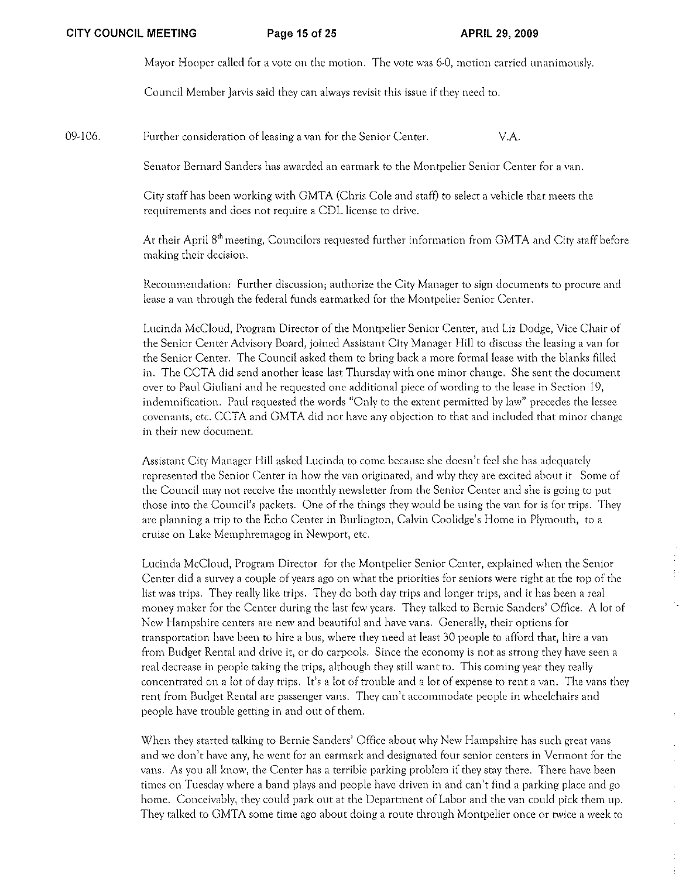Mayor Hooper called for a vote on the motion. The vote was 6-0, motion carried unanimously.

Council Member Jarvis said they can always revisit this issue if they need to.

09-106. Further consideration of leasing a van for the Senior Center. V.A.

Senator Bernard Sanders has awarded an earmark to the Montpelier Senior Center for a van.

City staff has been working with GMTA (Chris Cole and staff) to select a vehicle that meets the requirements and does not require a CDL license to drive.

At their April 8th meeting, Councilors requested further information from GMTA and City staff before making their decision.

Recommendation: Further discussion; authorize the City Manager to sign documents to procure and lease a van through the federal funds earmarked for the Montpelier Senior Center.

Lucinda McCloud, Program Director of the Montpelier Senior Center, and Liz Dodge, Vice Chair of the Senior Center Advisory Board, joined Assistant City Manager Hill to discuss the leasing a van for the Senior Center. The Council asked them to bring back a more formal lease with the blanks filled in. The CCTA did send another lease last Thursday with one minor change. She sent the document over to Paul Giuliani and he requested one additional piece of wording to the lease in Section 19, indemnification. Paul requested the words "Only to the extent permitted by law" precedes the lessee covenants, etc. CCTA and GMTA did not have any objection to that and included that minor change in their new document.

Assistant City Manager Hill asked Lucinda to come because she doesn't feel she has adequately represented the Senior Center in how the van originated, and why they are excited about it Some of the Council may not receive the monthly newsletter from the Senior Center and she is going to put those into the Council's packets. One of the things they would be using the van for is for trips. They are planning a trip to the Echo Center in Burlington, Calvin Coolidge's Home in Plymouth, to a cruise on Lake Memphremagog in Newport, etc.

Lucinda McCloud, Program Director for the Montpelier Senior Center, explained when the Senior Center did a survey a couple of years ago on what the priorities for seniors were right at the top of the list was trips. They really like trips. They do both day trips and longer trips, and it has been a real money maker for the Center during the last few years. They talked to Bernie Sanders' Office. A lot of New Hampshire centers are new and beautiful and have vans. Generally, their options for transportation have been to hire a bus, where they need at least 30 people to afford that, hire a van from Budget Rental and drive it, or do carpools. Since the economy is not as strong they have seen a real decrease in people taking the trips, although they still want to. This coming year they really concentrated on a lot of day trips. It's a lot of trouble and a lot of expense to rent a van. The vans they rent from Budget Rental are passenger vans. They can't accommodate people in wheelchairs and people have trouble getting in and out of them.

When they started talking to Bernie Sanders' Office about why New Hampshire has such great vans and we don't have any, he went for an earmark and designated four senior centers in Vermont for the vans. As you all know, the Center has a terrible parking problem if they stay there. There have been times on Tuesday where a band plays and people have driven in and can't find a parking place and go home. Conceivably, they could park out at the Department of Labor and the van could pick them up. They talked to GMTA some time ago about doing a route through Montpelier once or twice a week to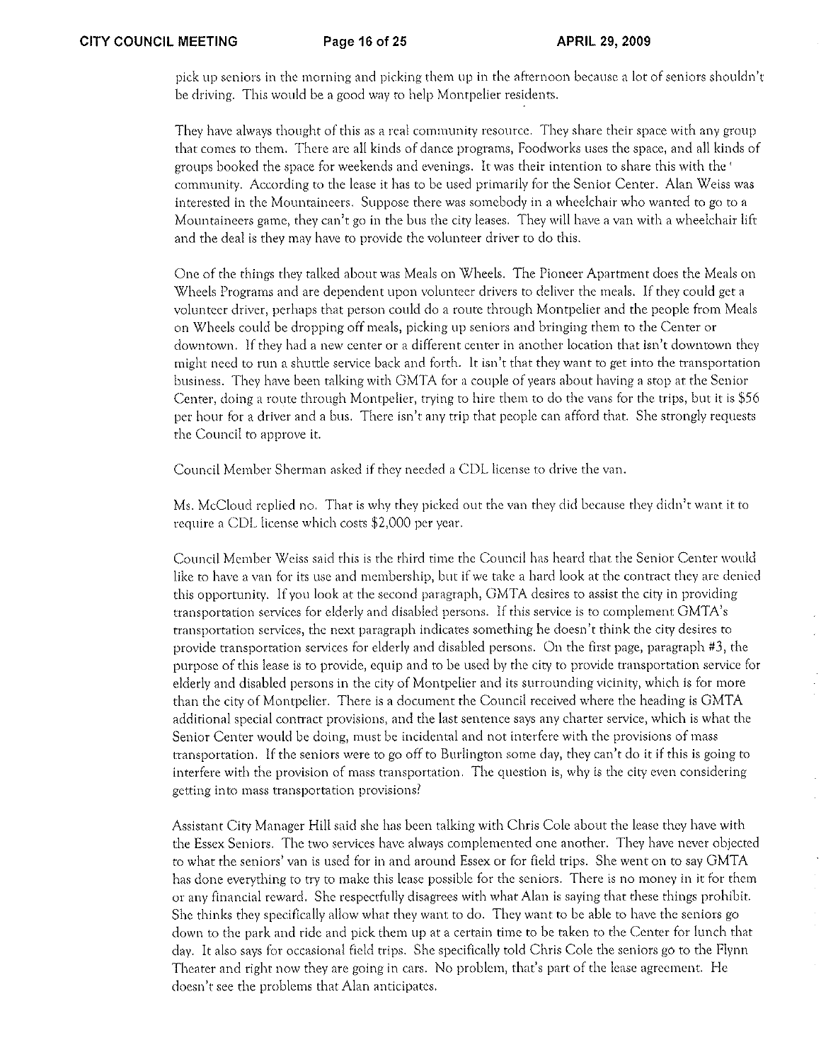pick up seniors in the morning and picking them up in the afternoon because a lot of seniors shouldn't be driving. This would be a good way to help Montpelier residents.

They have always thought of this as a real community resource. They share their space with any group that comes to them. There are all kinds of dance programs, Foodworks uses the space, and all kinds of groups booked the space for weekends and evenings. It was their intention to share this with the community. According to the lease it has to be used primarily for the Senior Center. Alan Weiss was interested in the Mountaineers. Suppose there was somebody in a wheelchair who wanted to go to a Mountaineers game, they can't go in the bus the city leases. They will have a van with a wheelchair lift and the deal is they may have to provide the volunteer driver to do this.

One of the things they talked about was Meals on Wheels. The Pioneer Apartment does the Meals on Wheels Programs and are dependent upon volunteer drivers to deliver the meals. If they could get a volunteer driver, perhaps that person could do a route through Montpelier and the people from Meals on Wheels could be dropping off meals, picking up seniors and bringing them to the Center or downtown. If they had a new center or a different center in another location that isn't downtown they might need to run a shuttle service back and forth. It isn't that they want to get into the transportation business. They have been talking with GMTA for a couple of years about having a stop at the Senior Center, doing a route through Montpelier, trying to hire them to do the vans for the trips, but it is $56 per hour for a driver and a bus. There isn't any trip that people can afford that. She strongly requests the Council to approve it.

Council Member Sherman asked if they needed a CDL license to drive the van.

Ms. McCloud replied no. That is why they picked out the van they did because they didn't want it to require a CDL license which costs $2,000 per year.

Council Member Weiss said this is the third time the Council has heard that the Senior Center would like to have a van for its use and membership, but if we take a hard look at the contract they are denied this opportunity. If you look at the second paragraph, GMTA desires to assist the city in providing transportation services for elderly and disabled persons. If this service is to complement GMTA's transportation services, the next paragraph indicates something he doesn't think the city desires to provide transportation services for elderly and disabled persons. On the first page, paragraph #3, the purpose of this lease is to provide, equip and to be used by the city to provide transportation service for elderly and disabled persons in the city of Montpelier and its surrounding vicinity, which is for more than the city of Montpelier. There is a document the Council received where the heading is GMTA additional special contract provisions, and the last sentence says any charter service, which is what the Senior Center would be doing, must be incidental and not interfere with the provisions of mass transportation. If the seniors were to go off to Burlington some day, they can't do it if this is going to interfere with the provision of mass transportation. The question is, why is the city even considering getting into mass transportation provisions?

Assistant City Manager Hill said she has been talking with Chris Cole about the lease they have with the Essex Seniors. The two services have always complemented one another. They have never objected to what the seniors' van is used for in and around Essex or for field trips. She went on to say GMTA has done everything to try to make this lease possible for the seniors. There is no money in it for them or any financial reward. She respectfully disagrees with what Alan is saying that these things prohibit. She thinks they specifically allow what they want to do. They want to be able to have the seniors go down to the park and ride and pick them up at a certain time to be taken to the Center for lunch that day. It also says for occasional field trips. She specifically told Chris Cole the seniors go to the Flynn Theater and right now they are going in cars. No problem, that's part of the lease agreement. He doesn't see the problems that Alan anticipates.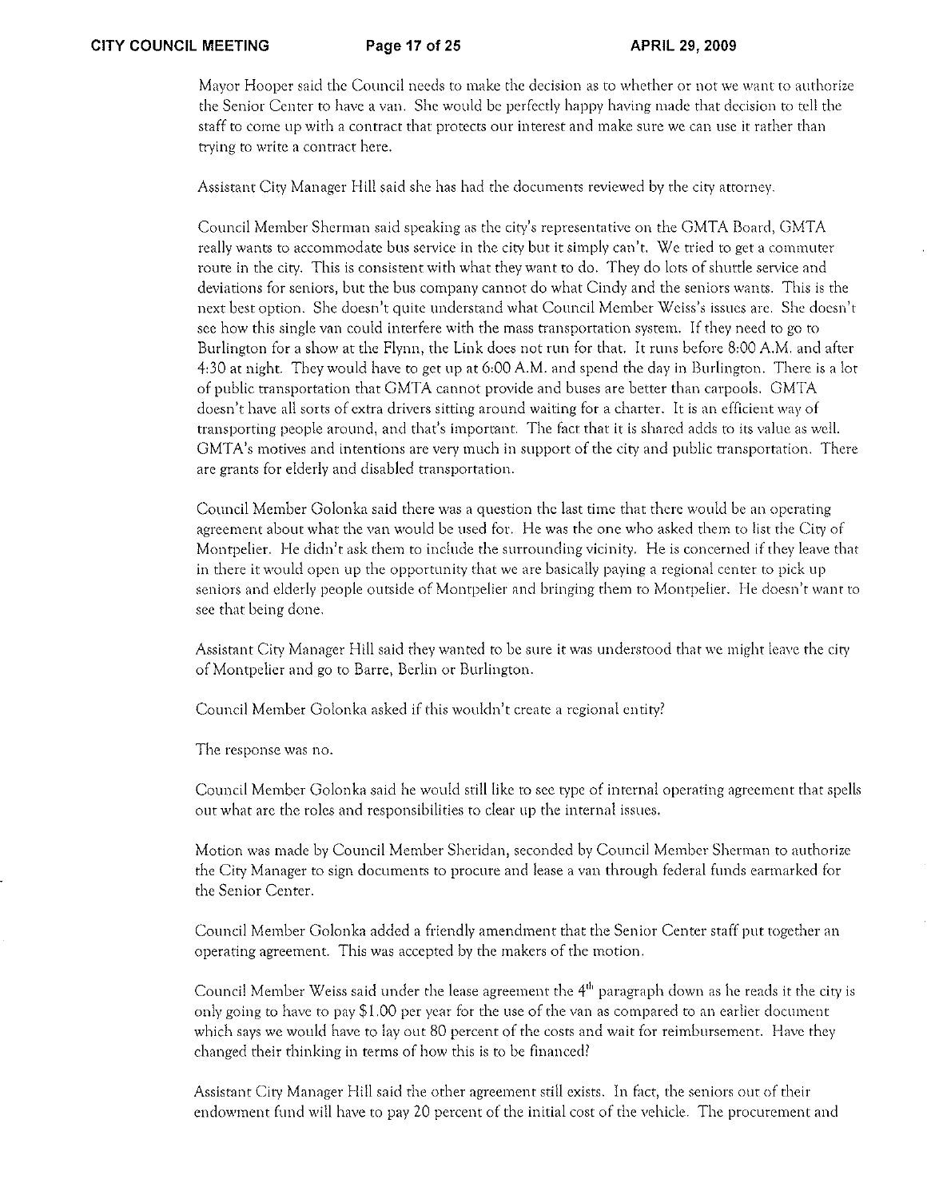Mayor Hooper said the Council needs to make the decision as to whether or not we want to authorize the Senior Center to have a van. She would be perfectly happy having made that decision to tell the staff to come up with a contract that protects our interest and make sure we can use it rather than trying to write a contract here.

Assistant City Manager Hill said she has had the documents reviewed by the city attorney.

Council Member Sherman said speaking as the city's representative on the GMTA Board, GMTA really wants to accommodate bus service in the city but it simply can't. We tried to get a commuter route in the city. This is consistent with what they want to do. They do lots of shuttle service and deviations for seniors, but the bus company cannot do what Cindy and the seniors wants. This is the next best option. She doesn't quite understand what Council Member Weiss's issues are. She doesn't see how this single van could interfere with the mass transportation system. If they need to go to Burlington for a show at the Flynn, the Link does not run for that. It runs before 8:00 A.M. and after 4:30 at night. They would have to get up at 6:00 A.M. and spend the day in Burlington. There is a lot of public transportation that GMTA cannot provide and buses are better than carpools. GMTA doesn't have all sorts of extra drivers sitting around waiting for a charter. It is an efficient way of transporting people around, and that's important. The fact that it is shared adds to its value as well. GMTA's motives and intentions are very much in support of the city and public transportation. There are grants for elderly and disabled transportation.

Council Member Golonka said there was a question the last time that there would be an operating agreement about what the van would be used for. He was the one who asked them to list the City of Montpelier. He didn't ask them to include the surrounding vicinity. He is concerned if they leave that in there it would open up the opportunity that we are basically paying a regional center to pick up seniors and elderly people outside of Montpelier and bringing them to Montpelier. He doesn't want to see that being done.

Assistant City Manager Hill said they wanted to be sure it was understood that we might leave the city of Montpelier and go to Barre, Berlin or Burlington.

Council Member Golonka asked if this wouldn't create a regional entity?

The response was no.

Council Member Golonka said he would still like to see type of internal operating agreement that spells out what are the roles and responsibilities to clear up the internal issues.

Motion was made by Council Member Sheridan, seconded by Council Member Sherman to authorize the City Manager to sign documents to procure and lease a van through federal funds earmarked for the Senior Center.

Council Member Golonka added a friendly amendment that the Senior Center staff put together an operating agreement. This was accepted by the makers of the motion.

Council Member Weiss said under the lease agreement the 4th paragraph down as he reads it the city is only going to have to pay $1.00 per year for the use of the van as compared to an earlier document which says we would have to lay out 80 percent of the costs and wait for reimbursement. Have they changed their thinking in terms of how this is to be financed?

Assistant City Manager Hill said the other agreement still exists. In fact, the seniors out of their endowment fund will have to pay 20 percent of the initial cost of the vehicle. The procurement and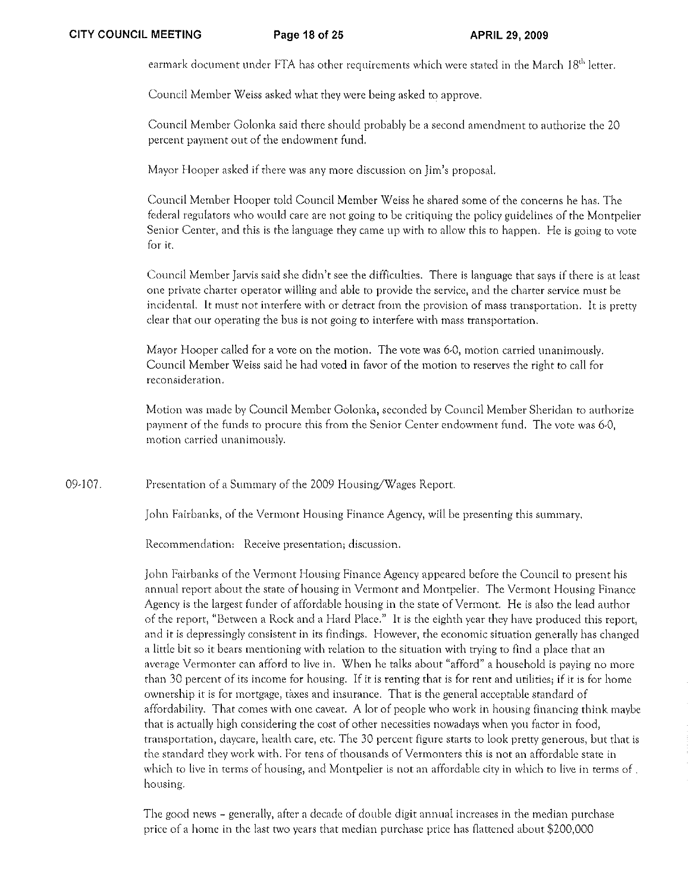earmark document under FTA has other requirements which were stated in the March 18th letter.

Council Member Weiss asked what they were being asked to approve.

Council Member Golonka said there should probably be a second amendment to authorize the 20 percent payment out of the endowment fund.

Mayor Hooper asked if there was any more discussion on Jim's proposal.

Council Member Hooper told Council Member Weiss he shared some of the concerns he has. The federal regulators who would care are not going to be critiquing the policy guidelines of the Montpelier Senior Center, and this is the language they came up with to allow this to happen. He is going to vote for it.

Council Member Jarvis said she didn't see the difficulties. There is language that says if there is at least one private charter operator willing and able to provide the service, and the charter service must be incidental. It must not interfere with or detract from the provision of mass transportation. It is pretty clear that our operating the bus is not going to interfere with mass transportation.

Mayor Hooper called for a vote on the motion. The vote was 6-0, motion carried unanimously. Council Member Weiss said he had voted in favor of the motion to reserves the right to call for reconsideration.

Motion was made by Council Member Golonka, seconded by Council Member Sheridan to authorize payment of the funds to procure this from the Senior Center endowment fund. The vote was 6-0, motion carried unanimously.

09-107. Presentation of a Summary of the 2009 Housing/Wages Report.

John Fairbanks, of the Vermont Housing Finance Agency, will be presenting this summary.

Recommendation: Receive presentation; discussion.

John Fairbanks of the Vermont Housing Finance Agency appeared before the Council to present his annual report about the state of housing in Vermont and Montpelier. The Vermont Housing Finance Agency is the largest funder of affordable housing in the state of Vermont. He is also the lead author of the report, "Between a Rock and a Hard Place." It is the eighth year they have produced this report, and it is depressingly consistent in its findings. However, the economic situation generally has changed a little bit so it bears mentioning with relation to the situation with trying to find a place that an average Vermonter can afford to live in. When he talks about "afford" a household is paying no more than 30 percent of its income for housing. If it is renting that is for rent and utilities; if it is for home ownership it is for mortgage, taxes and insurance. That is the general acceptable standard of affordability. That comes with one caveat. A lot of people who work in housing financing think maybe that is actually high considering the cost of other necessities nowadays when you factor in food, transportation, daycare, health care, etc. The 30 percent figure starts to look pretty generous, but that is the standard they work with. For tens of thousands of Vermonters this is not an affordable state in which to live in terms of housing, and Montpelier is not an affordable city in which to live in terms of housing.

The good news – generally, after a decade of double digit annual increases in the median purchase price of a home in the last two years that median purchase price has flattened about $200,000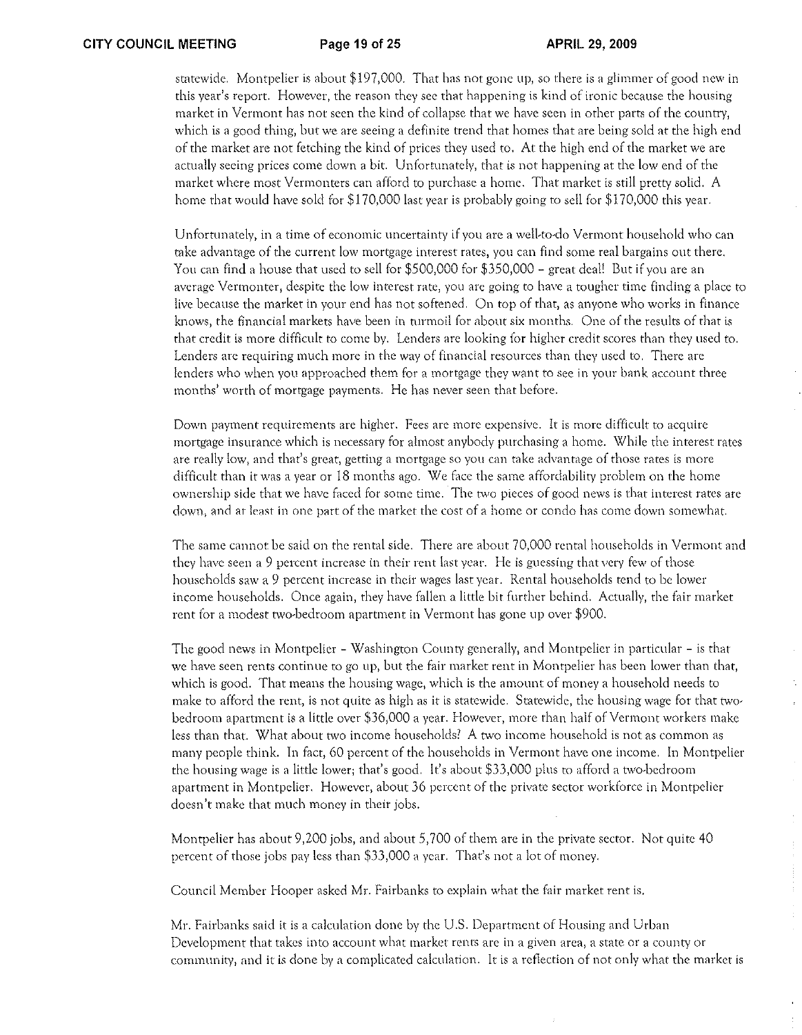statewide. Montpelier is about $197,000. That has not gone up, so there is a glimmer of good new in this year's report. However, the reason they see that happening is kind of ironic because the housing market in Vermont has not seen the kind of collapse that we have seen in other parts of the country, which is a good thing, but we are seeing a definite trend that homes that are being sold at the high end of the market are not fetching the kind of prices they used to. At the high end of the market we are actually seeing prices come down a bit. Unfortunately, that is not happening at the low end of the market where most Vermonters can afford to purchase a home. That market is still pretty solid. A home that would have sold for $170,000 last year is probably going to sell for $170,000 this year.

Unfortunately, in a time of economic uncertainty if you are a well-to-do Vermont household who can take advantage of the current low mortgage interest rates, you can find some real bargains out there. You can find a house that used to sell for $500,000 for $350,000 – great deal! But if you are an average Vermonter, despite the low interest rate, you are going to have a tougher time finding a place to live because the market in your end has not softened. On top of that, as anyone who works in finance knows, the financial markets have been in turmoil for about six months. One of the results of that is that credit is more difficult to come by. Lenders are looking for higher credit scores than they used to. Lenders are requiring much more in the way of financial resources than they used to. There are lenders who when you approached them for a mortgage they want to see in your bank account three months' worth of mortgage payments. He has never seen that before.

Down payment requirements are higher. Fees are more expensive. It is more difficult to acquire mortgage insurance which is necessary for almost anybody purchasing a home. While the interest rates are really low, and that's great, getting a mortgage so you can take advantage of those rates is more difficult than it was a year or 18 months ago. We face the same affordability problem on the home ownership side that we have faced for some time. The two pieces of good news is that interest rates are down, and at least in one part of the market the cost of a home or condo has come down somewhat.

The same cannot be said on the rental side. There are about 70,000 rental households in Vermont and they have seen a 9 percent increase in their rent last year. He is guessing that very few of those households saw a 9 percent increase in their wages last year. Rental households tend to be lower income households. Once again, they have fallen a little bit further behind. Actually, the fair market rent for a modest two-bedroom apartment in Vermont has gone up over $900.

The good news in Montpelier – Washington County generally, and Montpelier in particular – is that we have seen rents continue to go up, but the fair market rent in Montpelier has been lower than that, which is good. That means the housing wage, which is the amount of money a household needs to make to afford the rent, is not quite as high as it is statewide. Statewide, the housing wage for that two-bedroom apartment is a little over $36,000 a year. However, more than half of Vermont workers make less than that. What about two income households? A two income household is not as common as many people think. In fact, 60 percent of the households in Vermont have one income. In Montpelier the housing wage is a little lower; that's good. It's about $33,000 plus to afford a two-bedroom apartment in Montpelier. However, about 36 percent of the private sector workforce in Montpelier doesn't make that much money in their jobs.

Montpelier has about 9,200 jobs, and about 5,700 of them are in the private sector. Not quite 40 percent of those jobs pay less than $33,000 a year. That's not a lot of money.

Council Member Hooper asked Mr. Fairbanks to explain what the fair market rent is.

Mr. Fairbanks said it is a calculation done by the U.S. Department of Housing and Urban Development that takes into account what market rents are in a given area, a state or a county or community, and it is done by a complicated calculation. It is a reflection of not only what the market is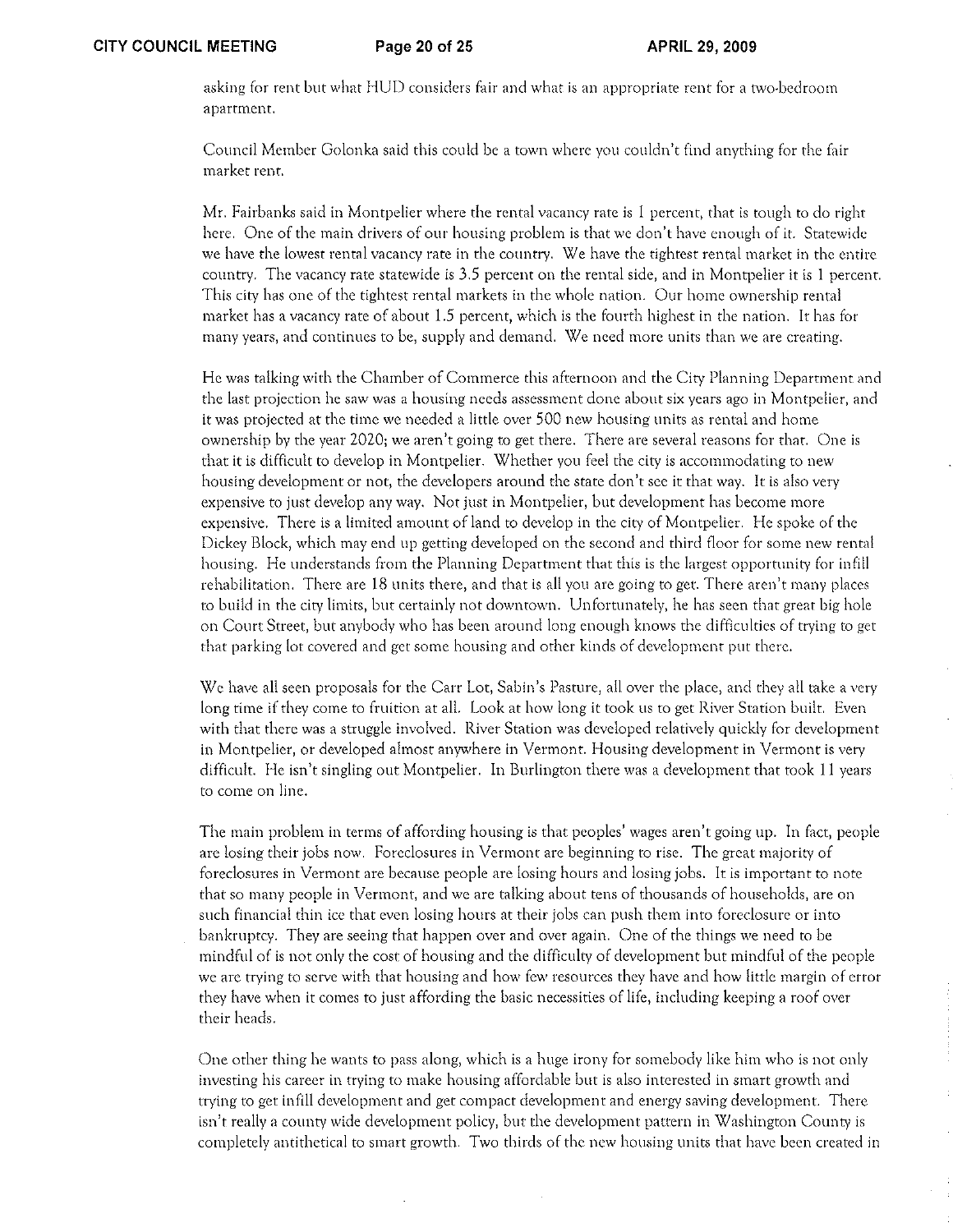asking for rent but what HUD considers fair and what is an appropriate rent for a two-bedroom apartment.

Council Member Golonka said this could be a town where you couldn't find anything for the fair market rent.

Mr. Fairbanks said in Montpelier where the rental vacancy rate is 1 percent, that is tough to do right here. One of the main drivers of our housing problem is that we don't have enough of it. Statewide we have the lowest rental vacancy rate in the country. We have the tightest rental market in the entire country. The vacancy rate statewide is 3.5 percent on the rental side, and in Montpelier it is 1 percent. This city has one of the tightest rental markets in the whole nation. Our home ownership rental market has a vacancy rate of about 1.5 percent, which is the fourth highest in the nation. It has for many years, and continues to be, supply and demand. We need more units than we are creating.

He was talking with the Chamber of Commerce this afternoon and the City Planning Department and the last projection he saw was a housing needs assessment done about six years ago in Montpelier, and it was projected at the time we needed a little over 500 new housing units as rental and home ownership by the year 2020; we aren't going to get there. There are several reasons for that. One is that it is difficult to develop in Montpelier. Whether you feel the city is accommodating to new housing development or not, the developers around the state don't see it that way. It is also very expensive to just develop any way. Not just in Montpelier, but development has become more expensive. There is a limited amount of land to develop in the city of Montpelier. He spoke of the Dickey Block, which may end up getting developed on the second and third floor for some new rental housing. He understands from the Planning Department that this is the largest opportunity for infill rehabilitation. There are 18 units there, and that is all you are going to get. There aren't many places to build in the city limits, but certainly not downtown. Unfortunately, he has seen that great big hole on Court Street, but anybody who has been around long enough knows the difficulties of trying to get that parking lot covered and get some housing and other kinds of development put there.

We have all seen proposals for the Carr Lot, Sabin's Pasture, all over the place, and they all take a very long time if they come to fruition at all. Look at how long it took us to get River Station built. Even with that there was a struggle involved. River Station was developed relatively quickly for development in Montpelier, or developed almost anywhere in Vermont. Housing development in Vermont is very difficult. He isn't singling out Montpelier. In Burlington there was a development that took 11 years to come on line.

The main problem in terms of affording housing is that peoples' wages aren't going up. In fact, people are losing their jobs now. Foreclosures in Vermont are beginning to rise. The great majority of foreclosures in Vermont are because people are losing hours and losing jobs. It is important to note that so many people in Vermont, and we are talking about tens of thousands of households, are on such financial thin ice that even losing hours at their jobs can push them into foreclosure or into bankruptcy. They are seeing that happen over and over again. One of the things we need to be mindful of is not only the cost of housing and the difficulty of development but mindful of the people we are trying to serve with that housing and how few resources they have and how little margin of error they have when it comes to just affording the basic necessities of life, including keeping a roof over their heads.

One other thing he wants to pass along, which is a huge irony for somebody like him who is not only investing his career in trying to make housing affordable but is also interested in smart growth and trying to get infill development and get compact development and energy saving development. There isn't really a county wide development policy, but the development pattern in Washington County is completely antithetical to smart growth. Two thirds of the new housing units that have been created in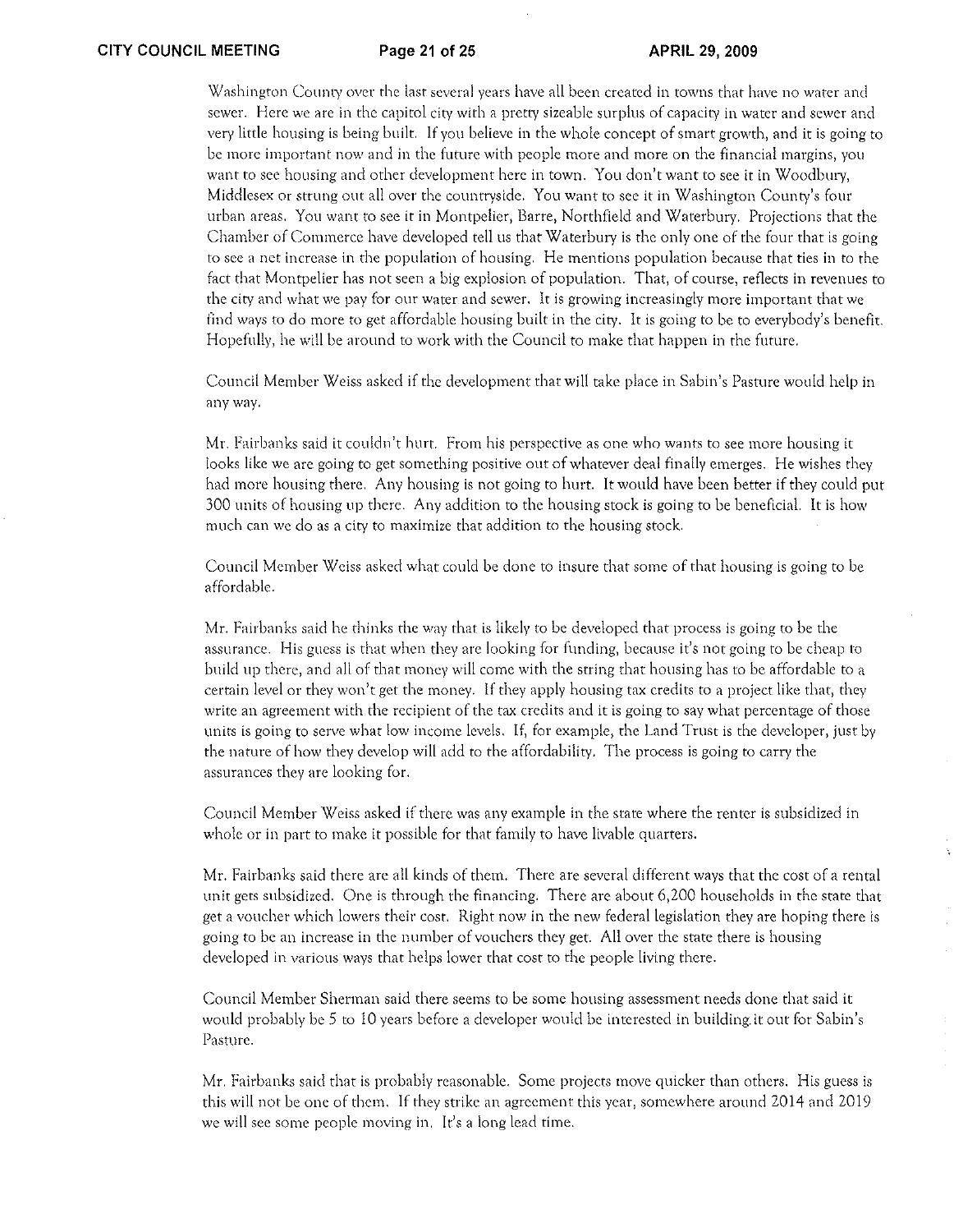Washington County over the last several years have all been created in towns that have no water and sewer. Here we are in the capitol city with a pretty sizeable surplus of capacity in water and sewer and very little housing is being built. If you believe in the whole concept of smart growth, and it is going to be more important now and in the future with people more and more on the financial margins, you want to see housing and other development here in town. You don't want to see it in Woodbury, Middlesex or strung out all over the countryside. You want to see it in Washington County's four urban areas. You want to see it in Montpelier, Barre, Northfield and Waterbury. Projections that the Chamber of Commerce have developed tell us that Waterbury is the only one of the four that is going to see a net increase in the population of housing. He mentions population because that ties in to the fact that Montpelier has not seen a big explosion of population. That, of course, reflects in revenues to the city and what we pay for our water and sewer. It is growing increasingly more important that we find ways to do more to get affordable housing built in the city. It is going to be to everybody's benefit. Hopefully, he will be around to work with the Council to make that happen in the future.

Council Member Weiss asked if the development that will take place in Sabin's Pasture would help in any way.

Mr. Fairbanks said it couldn't hurt. From his perspective as one who wants to see more housing it looks like we are going to get something positive out of whatever deal finally emerges. He wishes they had more housing there. Any housing is not going to hurt. It would have been better if they could put 300 units of housing up there. Any addition to the housing stock is going to be beneficial. It is how much can we do as a city to maximize that addition to the housing stock.

Council Member Weiss asked what could be done to insure that some of that housing is going to be affordable.

Mr. Fairbanks said he thinks the way that is likely to be developed that process is going to be the assurance. His guess is that when they are looking for funding, because it's not going to be cheap to build up there, and all of that money will come with the string that housing has to be affordable to a certain level or they won't get the money. If they apply housing tax credits to a project like that, they write an agreement with the recipient of the tax credits and it is going to say what percentage of those units is going to serve what low income levels. If, for example, the Land Trust is the developer, just by the nature of how they develop will add to the affordability. The process is going to carry the assurances they are looking for.

Council Member Weiss asked if there was any example in the state where the renter is subsidized in whole or in part to make it possible for that family to have livable quarters.

Mr. Fairbanks said there are all kinds of them. There are several different ways that the cost of a rental unit gets subsidized. One is through the financing. There are about 6,200 households in the state that get a voucher which lowers their cost. Right now in the new federal legislation they are hoping there is going to be an increase in the number of vouchers they get. All over the state there is housing developed in various ways that helps lower that cost to the people living there.

Council Member Sherman said there seems to be some housing assessment needs done that said it would probably be 5 to 10 years before a developer would be interested in building it out for Sabin's Pasture.

Mr. Fairbanks said that is probably reasonable. Some projects move quicker than others. His guess is this will not be one of them. If they strike an agreement this year, somewhere around 2014 and 2019 we will see some people moving in. It's a long lead time.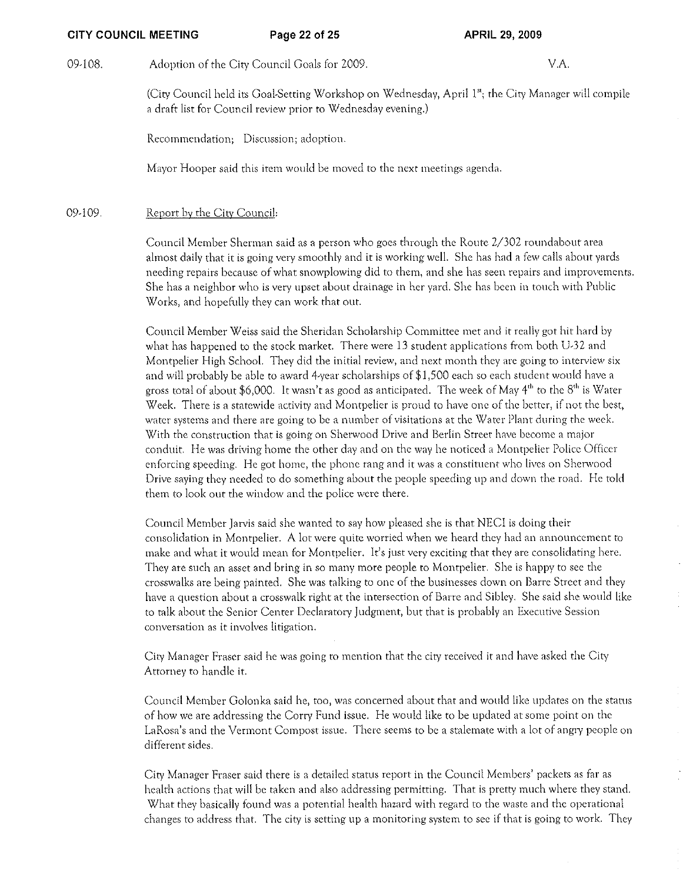09-108. Adoption of the City Council Goals for 2009. V.A.

(City Council held its Goal-Setting Workshop on Wednesday, April 1st; the City Manager will compile a draft list for Council review prior to Wednesday evening.)

Recommendation; Discussion; adoption.

Mayor Hooper said this item would be moved to the next meetings agenda.

09-109. Report by the City Council:

Council Member Sherman said as a person who goes through the Route 2/302 roundabout area almost daily that it is going very smoothly and it is working well. She has had a few calls about yards needing repairs because of what snowplowing did to them, and she has seen repairs and improvements. She has a neighbor who is very upset about drainage in her yard. She has been in touch with Public Works, and hopefully they can work that out.

Council Member Weiss said the Sheridan Scholarship Committee met and it really got hit hard by what has happened to the stock market. There were 13 student applications from both U-32 and Montpelier High School. They did the initial review, and next month they are going to interview six and will probably be able to award 4-year scholarships of $1,500 each so each student would have a gross total of about $6,000. It wasn't as good as anticipated. The week of May 4th to the 8th is Water Week. There is a statewide activity and Montpelier is proud to have one of the better, if not the best, water systems and there are going to be a number of visitations at the Water Plant during the week. With the construction that is going on Sherwood Drive and Berlin Street have become a major conduit. He was driving home the other day and on the way he noticed a Montpelier Police Officer enforcing speeding. He got home, the phone rang and it was a constituent who lives on Sherwood Drive saying they needed to do something about the people speeding up and down the road. He told them to look out the window and the police were there.

Council Member Jarvis said she wanted to say how pleased she is that NECI is doing their consolidation in Montpelier. A lot were quite worried when we heard they had an announcement to make and what it would mean for Montpelier. It's just very exciting that they are consolidating here. They are such an asset and bring in so many more people to Montpelier. She is happy to see the crosswalks are being painted. She was talking to one of the businesses down on Barre Street and they have a question about a crosswalk right at the intersection of Barre and Sibley. She said she would like to talk about the Senior Center Declaratory Judgment, but that is probably an Executive Session conversation as it involves litigation.

City Manager Fraser said he was going to mention that the city received it and have asked the City Attorney to handle it.

Council Member Golonka said he, too, was concerned about that and would like updates on the status of how we are addressing the Corry Fund issue. He would like to be updated at some point on the LaRosa's and the Vermont Compost issue. There seems to be a stalemate with a lot of angry people on different sides.

City Manager Fraser said there is a detailed status report in the Council Members' packets as far as health actions that will be taken and also addressing permitting. That is pretty much where they stand. What they basically found was a potential health hazard with regard to the waste and the operational changes to address that. The city is setting up a monitoring system to see if that is going to work. They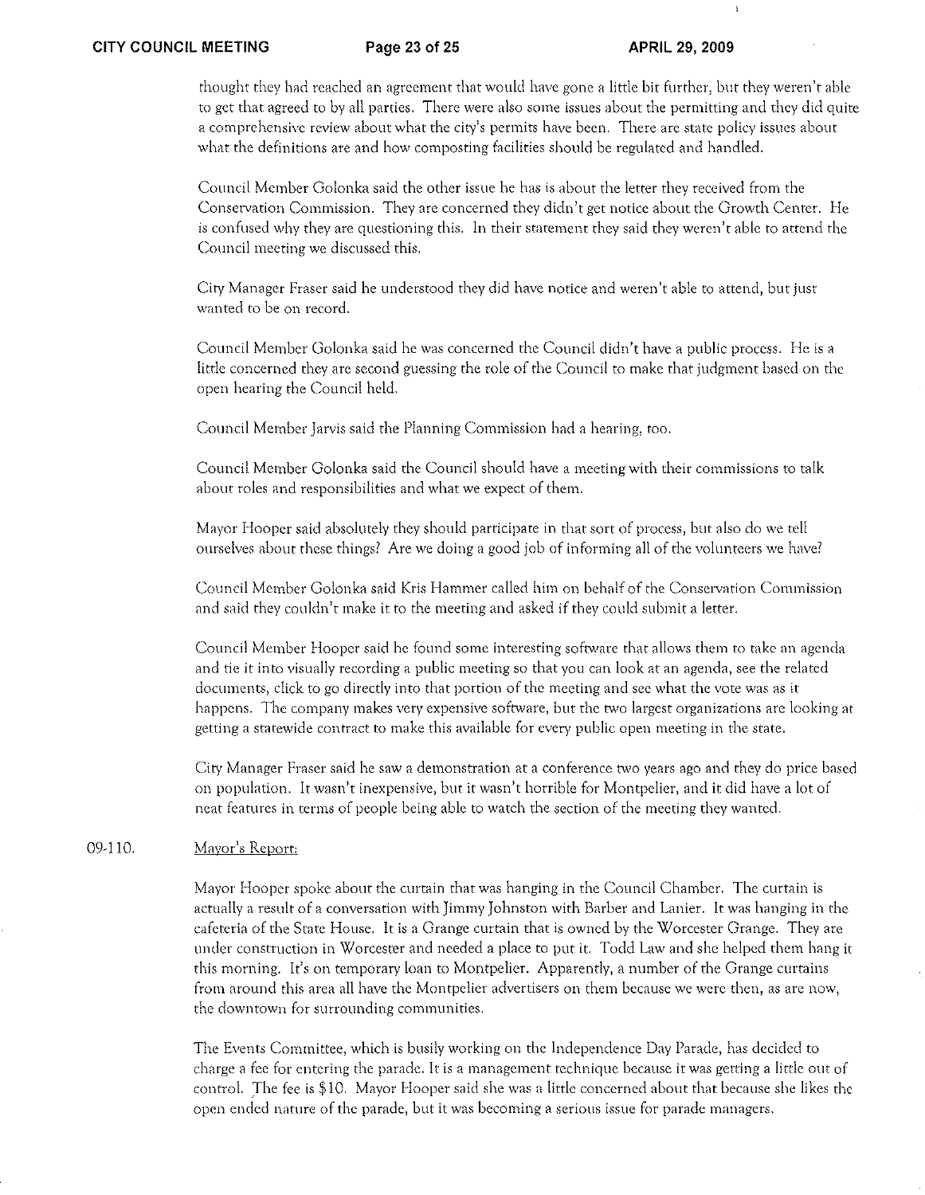thought they had reached an agreement that would have gone a little bit further, but they weren't able to get that agreed to by all parties. There were also some issues about the permitting and they did quite a comprehensive review about what the city's permits have been. There are state policy issues about what the definitions are and how composting facilities should be regulated and handled.

Council Member Golonka said the other issue he has is about the letter they received from the Conservation Commission. They are concerned they didn't get notice about the Growth Center. He is confused why they are questioning this. In their statement they said they weren't able to attend the Council meeting we discussed this.

City Manager Fraser said he understood they did have notice and weren't able to attend, but just wanted to be on record.

Council Member Golonka said he was concerned the Council didn't have a public process. He is a little concerned they are second guessing the role of the Council to make that judgment based on the open hearing the Council held.

Council Member Jarvis said the Planning Commission had a hearing, too.

Council Member Golonka said the Council should have a meeting with their commissions to talk about roles and responsibilities and what we expect of them.

Mayor Hooper said absolutely they should participate in that sort of process, but also do we tell ourselves about these things? Are we doing a good job of informing all of the volunteers we have?

Council Member Golonka said Kris Hammer called him on behalf of the Conservation Commission and said they couldn't make it to the meeting and asked if they could submit a letter.

Council Member Hooper said he found some interesting software that allows them to take an agenda and tie it into visually recording a public meeting so that you can look at an agenda, see the related documents, click to go directly into that portion of the meeting and see what the vote was as it happens. The company makes very expensive software, but the two largest organizations are looking at getting a statewide contract to make this available for every public open meeting in the state.

City Manager Fraser said he saw a demonstration at a conference two years ago and they do price based on population. It wasn't inexpensive, but it wasn't horrible for Montpelier, and it did have a lot of neat features in terms of people being able to watch the section of the meeting they wanted.

09-110. Mayor's Report:

Mayor Hooper spoke about the curtain that was hanging in the Council Chamber. The curtain is actually a result of a conversation with Jimmy Johnston with Barber and Lanier. It was hanging in the cafeteria of the State House. It is a Grange curtain that is owned by the Worcester Grange. They are under construction in Worcester and needed a place to put it. Todd Law and she helped them hang it this morning. It's on temporary loan to Montpelier. Apparently, a number of the Grange curtains from around this area all have the Montpelier advertisers on them because we were then, as are now, the downtown for surrounding communities.

The Events Committee, which is busily working on the Independence Day Parade, has decided to charge a fee for entering the parade. It is a management technique because it was getting a little out of control. The fee is $10. Mayor Hooper said she was a little concerned about that because she likes the open ended nature of the parade, but it was becoming a serious issue for parade managers.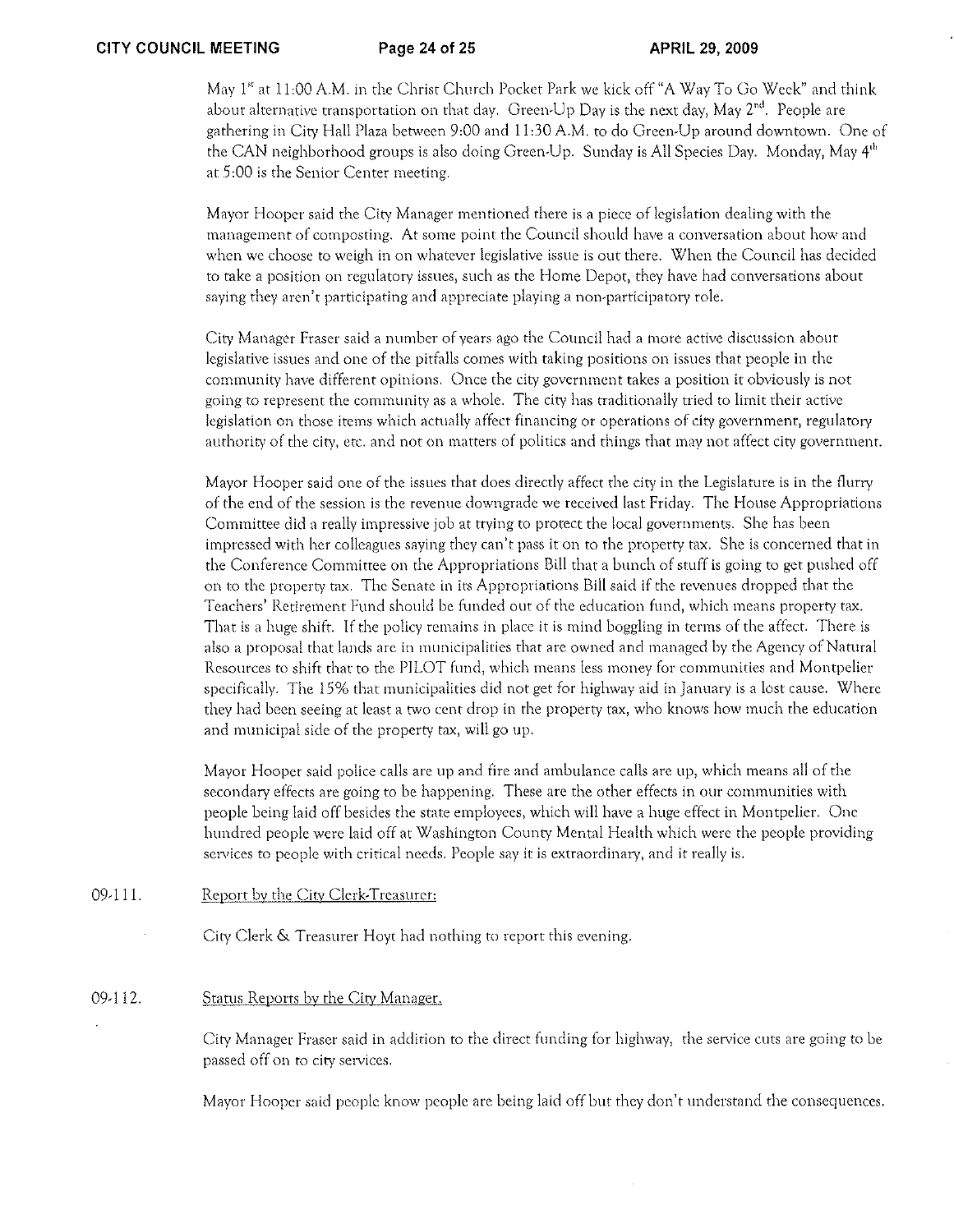May 1st at 11:00 A.M. in the Christ Church Pocket Park we kick off "A Way To Go Week" and think about alternative transportation on that day. Green-Up Day is the next day, May 2nd. People are gathering in City Hall Plaza between 9:00 and 11:30 A.M. to do Green-Up around downtown. One of the CAN neighborhood groups is also doing Green-Up. Sunday is All Species Day. Monday, May 4th at 5:00 is the Senior Center meeting.

Mayor Hooper said the City Manager mentioned there is a piece of legislation dealing with the management of composting. At some point the Council should have a conversation about how and when we choose to weigh in on whatever legislative issue is out there. When the Council has decided to take a position on regulatory issues, such as the Home Depot, they have had conversations about saying they aren't participating and appreciate playing a non-participatory role.

City Manager Fraser said a number of years ago the Council had a more active discussion about legislative issues and one of the pitfalls comes with taking positions on issues that people in the community have different opinions. Once the city government takes a position it obviously is not going to represent the community as a whole. The city has traditionally tried to limit their active legislation on those items which actually affect financing or operations of city government, regulatory authority of the city, etc. and not on matters of politics and things that may not affect city government.

Mayor Hooper said one of the issues that does directly affect the city in the Legislature is in the flurry of the end of the session is the revenue downgrade we received last Friday. The House Appropriations Committee did a really impressive job at trying to protect the local governments. She has been impressed with her colleagues saying they can't pass it on to the property tax. She is concerned that in the Conference Committee on the Appropriations Bill that a bunch of stuff is going to get pushed off on to the property tax. The Senate in its Appropriations Bill said if the revenues dropped that the Teachers' Retirement Fund should be funded out of the education fund, which means property tax. That is a huge shift. If the policy remains in place it is mind boggling in terms of the affect. There is also a proposal that lands are in municipalities that are owned and managed by the Agency of Natural Resources to shift that to the PILOT fund, which means less money for communities and Montpelier specifically. The 15% that municipalities did not get for highway aid in January is a lost cause. Where they had been seeing at least a two cent drop in the property tax, who knows how much the education and municipal side of the property tax, will go up.

Mayor Hooper said police calls are up and fire and ambulance calls are up, which means all of the secondary effects are going to be happening. These are the other effects in our communities with people being laid off besides the state employees, which will have a huge effect in Montpelier. One hundred people were laid off at Washington County Mental Health which were the people providing services to people with critical needs. People say it is extraordinary, and it really is.

09-111. Report by the City Clerk-Treasurer:

City Clerk & Treasurer Hoyt had nothing to report this evening.

09-112. Status Reports by the City Manager.

City Manager Fraser said in addition to the direct funding for highway, the service cuts are going to be passed off on to city services.

Mayor Hooper said people know people are being laid off but they don't understand the consequences.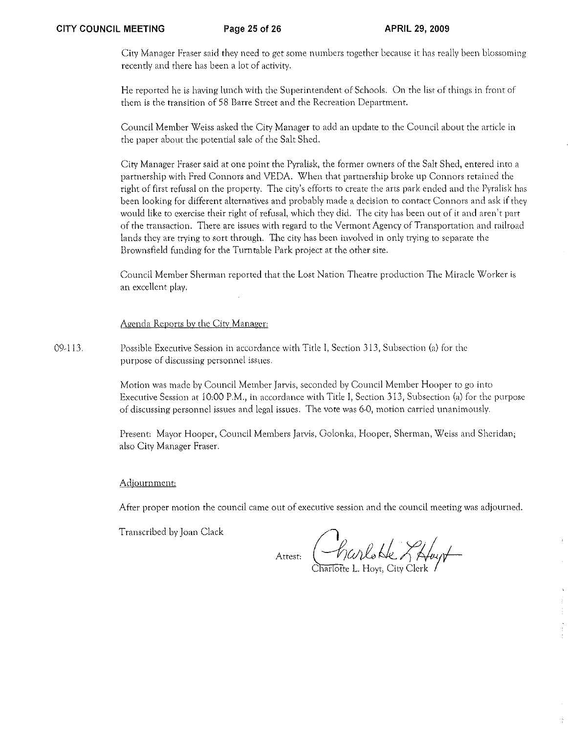City Manager Fraser said they need to get some numbers together because it has really been blossoming recently and there has been a lot of activity.

He reported he is having lunch with the Superintendent of Schools. On the list of things in front of them is the transition of 58 Barre Street and the Recreation Department.

Council Member Weiss asked the City Manager to add an update to the Council about the article in the paper about the potential sale of the Salt Shed.

City Manager Fraser said at one point the Pyralisk, the former owners of the Salt Shed, entered into a partnership with Fred Connors and VEDA. When that partnership broke up Connors retained the right of first refusal on the property. The city's efforts to create the arts park ended and the Pyralisk has been looking for different alternatives and probably made a decision to contact Connors and ask if they would like to exercise their right of refusal, which they did. The city has been out of it and aren't part of the transaction. There are issues with regard to the Vermont Agency of Transportation and railroad lands they are trying to sort through. The city has been involved in only trying to separate the Brownsfield funding for the Turntable Park project at the other site.

Council Member Sherman reported that the Lost Nation Theatre production The Miracle Worker is an excellent play.

Agenda Reports by the City Manager:

09-113. Possible Executive Session in accordance with Title I, Section 313, Subsection (a) for the purpose of discussing personnel issues.

Motion was made by Council Member Jarvis, seconded by Council Member Hooper to go into Executive Session at 10:00 P.M., in accordance with Title I, Section 313, Subsection (a) for the purpose of discussing personnel issues and legal issues. The vote was 6-0, motion carried unanimously.

Present: Mayor Hooper, Council Members Jarvis, Golonka, Hooper, Sherman, Weiss and Sheridan; also City Manager Fraser.

Adjournment:

After proper motion the council came out of executive session and the council meeting was adjourned.

Transcribed by Joan Clack

Attest: Charlotte L. Hoyt
Charlotte L. Hoyt, City Clerk